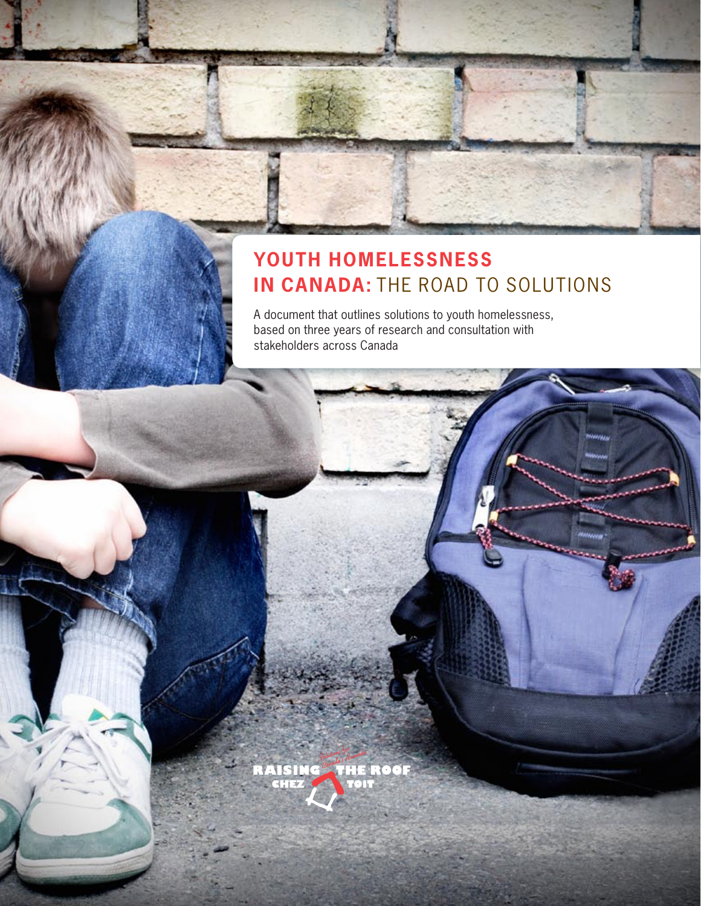# YOUTH HOMELESSNESS IN CANADA: THE ROAD TO SOLUTIONS

A document that outlines solutions to youth homelessness, based on three years of research and consultation with stakeholders across Canada

RAISING THE ROOF
CHEZ TOIT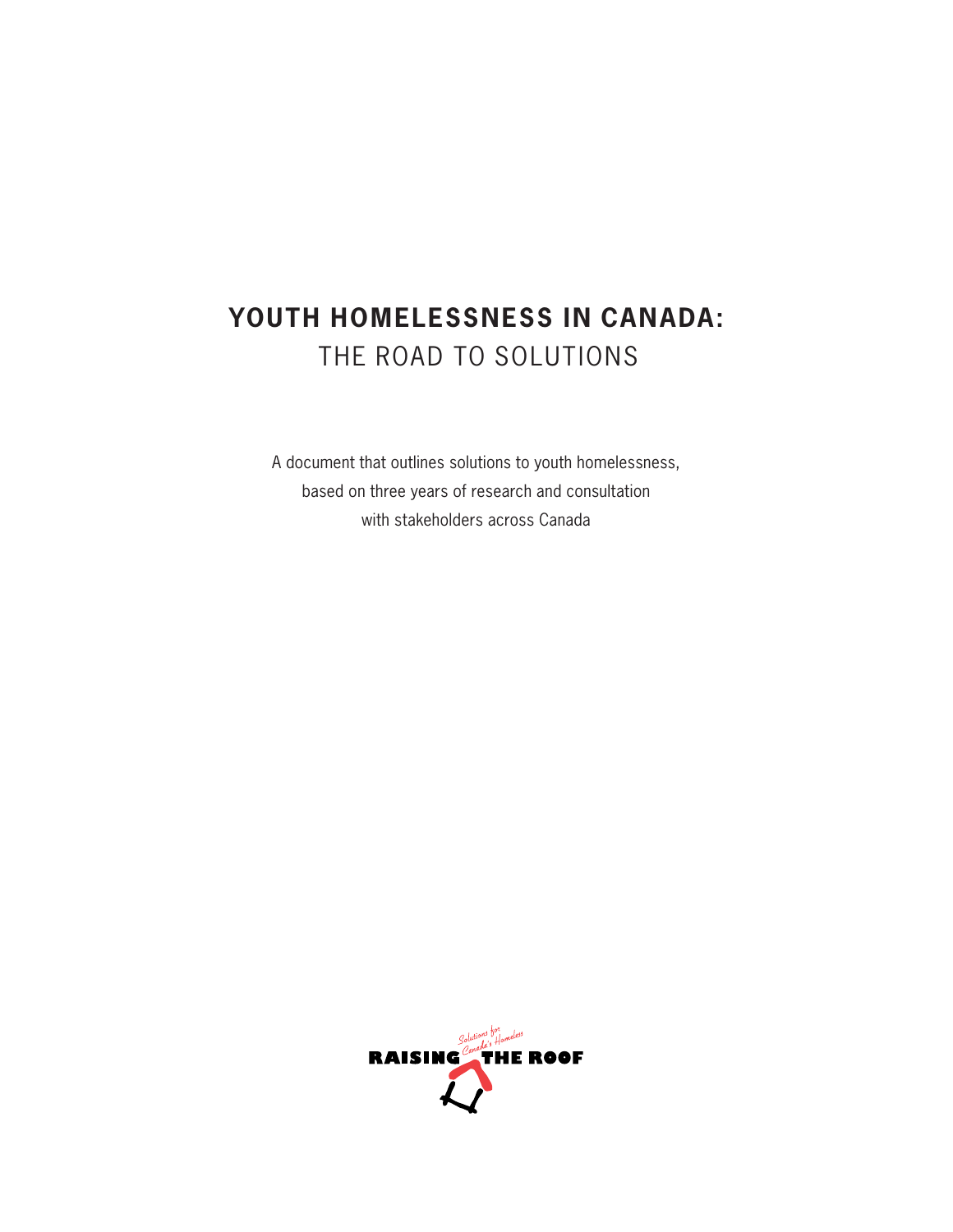# YOUTH HOMELESSNESS IN CANADA:

## THE ROAD TO SOLUTIONS

A document that outlines solutions to youth homelessness,
based on three years of research and consultation
with stakeholders across Canada

RAISING THE ROOF

Solutions for Canada's Homeless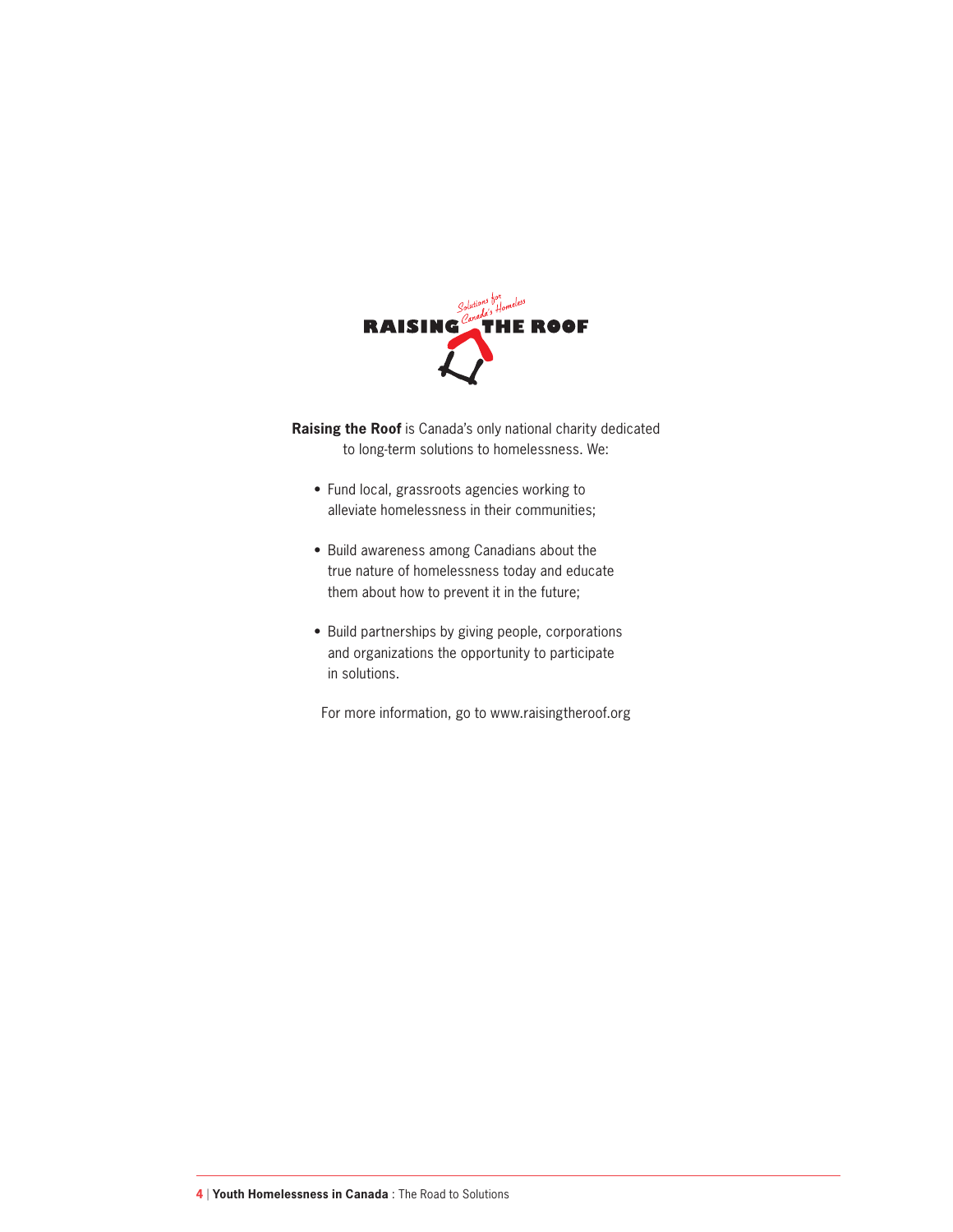**Raising the Roof** is Canada's only national charity dedicated to long-term solutions to homelessness. We:

- Fund local, grassroots agencies working to alleviate homelessness in their communities;
- Build awareness among Canadians about the true nature of homelessness today and educate them about how to prevent it in the future;
- Build partnerships by giving people, corporations and organizations the opportunity to participate in solutions.

For more information, go to www.raisingtheroof.org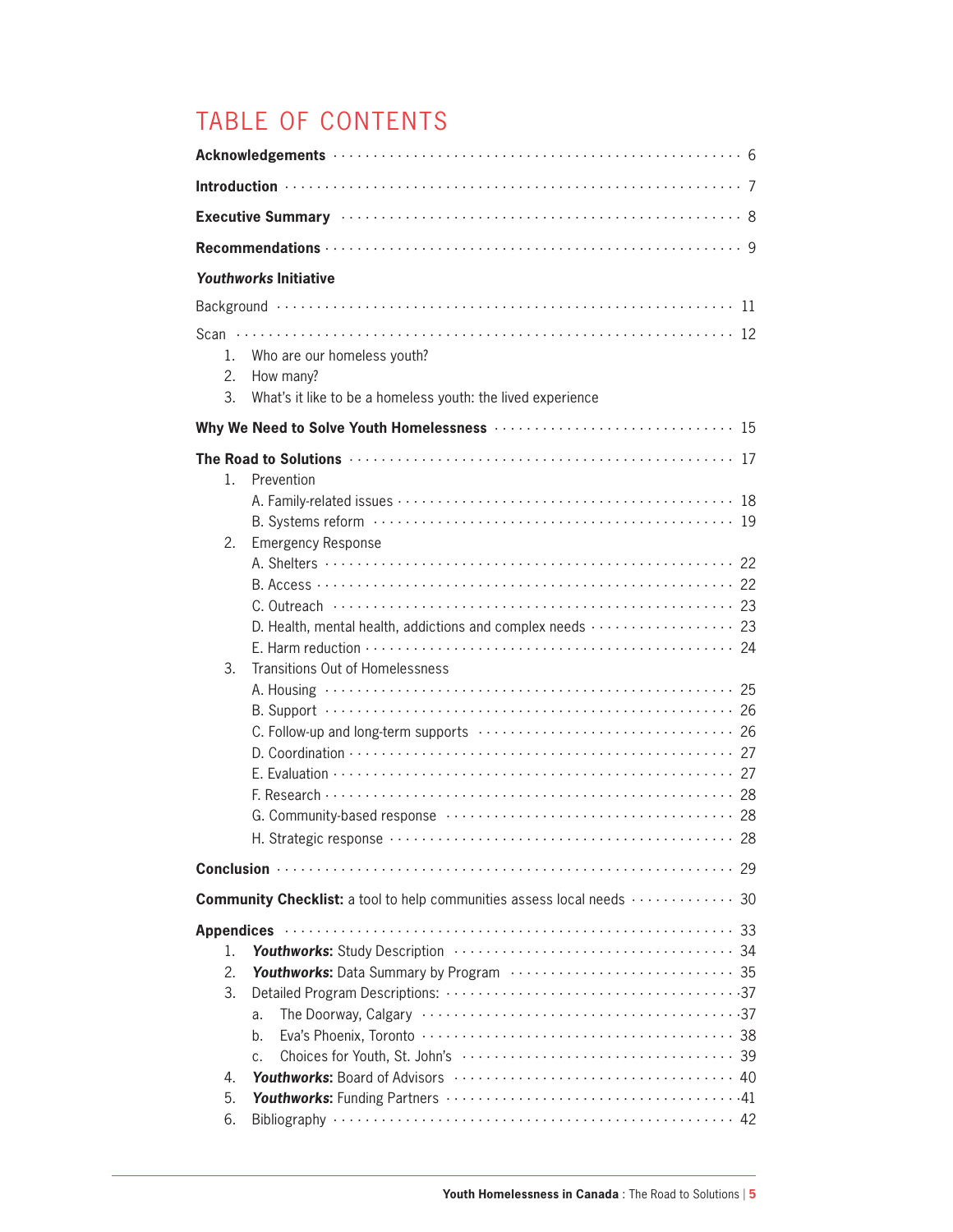# TABLE OF CONTENTS

**Acknowledgements** · · · · · · · · · · · · · · · · · · · · · · · · · · · · · · · · · · · · · · · · · · · · · · · 6

**Introduction** · · · · · · · · · · · · · · · · · · · · · · · · · · · · · · · · · · · · · · · · · · · · · · · · · · 7

**Executive Summary** · · · · · · · · · · · · · · · · · · · · · · · · · · · · · · · · · · · · · · · · · · · · · · 8

**Recommendations** · · · · · · · · · · · · · · · · · · · · · · · · · · · · · · · · · · · · · · · · · · · · · · · 9

***Youthworks* Initiative**

Background · · · · · · · · · · · · · · · · · · · · · · · · · · · · · · · · · · · · · · · · · · · · · · · · · · · 11

Scan · · · · · · · · · · · · · · · · · · · · · · · · · · · · · · · · · · · · · · · · · · · · · · · · · · · · · · · 12

1. Who are our homeless youth?
2. How many?
3. What's it like to be a homeless youth: the lived experience

**Why We Need to Solve Youth Homelessness** · · · · · · · · · · · · · · · · · · · · · · · · · · · · 15

**The Road to Solutions** · · · · · · · · · · · · · · · · · · · · · · · · · · · · · · · · · · · · · · · · · · · 17

1. Prevention
   - A. Family-related issues · · · · · · · · · · · · · · · · · · · · · · · · · · · · · · · · · · · · · · 18
   - B. Systems reform · · · · · · · · · · · · · · · · · · · · · · · · · · · · · · · · · · · · · · · · · · 19
2. Emergency Response
   - A. Shelters · · · · · · · · · · · · · · · · · · · · · · · · · · · · · · · · · · · · · · · · · · · · · · · 22
   - B. Access · · · · · · · · · · · · · · · · · · · · · · · · · · · · · · · · · · · · · · · · · · · · · · · · 22
   - C. Outreach · · · · · · · · · · · · · · · · · · · · · · · · · · · · · · · · · · · · · · · · · · · · · · 23
   - D. Health, mental health, addictions and complex needs · · · · · · · · · · · · · · · · · · 23
   - E. Harm reduction · · · · · · · · · · · · · · · · · · · · · · · · · · · · · · · · · · · · · · · · · · 24
3. Transitions Out of Homelessness
   - A. Housing · · · · · · · · · · · · · · · · · · · · · · · · · · · · · · · · · · · · · · · · · · · · · · · 25
   - B. Support · · · · · · · · · · · · · · · · · · · · · · · · · · · · · · · · · · · · · · · · · · · · · · · 26
   - C. Follow-up and long-term supports · · · · · · · · · · · · · · · · · · · · · · · · · · · · · · 26
   - D. Coordination · · · · · · · · · · · · · · · · · · · · · · · · · · · · · · · · · · · · · · · · · · · · 27
   - E. Evaluation · · · · · · · · · · · · · · · · · · · · · · · · · · · · · · · · · · · · · · · · · · · · · 27
   - F. Research · · · · · · · · · · · · · · · · · · · · · · · · · · · · · · · · · · · · · · · · · · · · · · 28
   - G. Community-based response · · · · · · · · · · · · · · · · · · · · · · · · · · · · · · · · · · 28
   - H. Strategic response · · · · · · · · · · · · · · · · · · · · · · · · · · · · · · · · · · · · · · · · 28

**Conclusion** · · · · · · · · · · · · · · · · · · · · · · · · · · · · · · · · · · · · · · · · · · · · · · · · · · · 29

**Community Checklist:** a tool to help communities assess local needs · · · · · · · · · · · · · 30

**Appendices** · · · · · · · · · · · · · · · · · · · · · · · · · · · · · · · · · · · · · · · · · · · · · · · · · · 33

1. ***Youthworks*:** Study Description · · · · · · · · · · · · · · · · · · · · · · · · · · · · · · · · · 34
2. ***Youthworks*:** Data Summary by Program · · · · · · · · · · · · · · · · · · · · · · · · · · · · 35
3. Detailed Program Descriptions: · · · · · · · · · · · · · · · · · · · · · · · · · · · · · · · · · · · · 37
   - a. The Doorway, Calgary · · · · · · · · · · · · · · · · · · · · · · · · · · · · · · · · · · · · · · 37
   - b. Eva's Phoenix, Toronto · · · · · · · · · · · · · · · · · · · · · · · · · · · · · · · · · · · · · 38
   - c. Choices for Youth, St. John's · · · · · · · · · · · · · · · · · · · · · · · · · · · · · · · · · 39
4. ***Youthworks*:** Board of Advisors · · · · · · · · · · · · · · · · · · · · · · · · · · · · · · · · · 40
5. ***Youthworks*:** Funding Partners · · · · · · · · · · · · · · · · · · · · · · · · · · · · · · · · · · 41
6. Bibliography · · · · · · · · · · · · · · · · · · · · · · · · · · · · · · · · · · · · · · · · · · · · · · · 42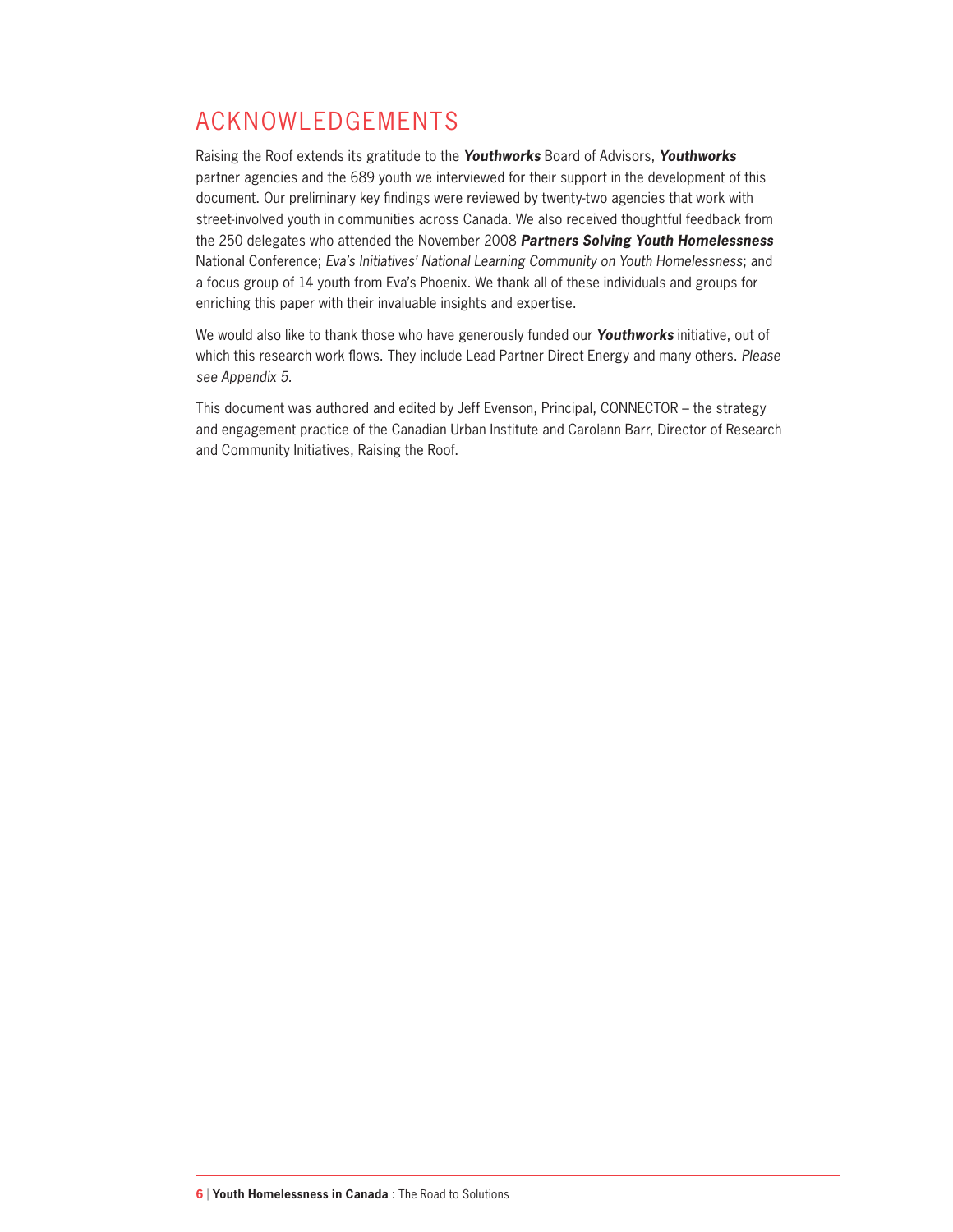# ACKNOWLEDGEMENTS

Raising the Roof extends its gratitude to the ***Youthworks*** Board of Advisors, ***Youthworks*** partner agencies and the 689 youth we interviewed for their support in the development of this document. Our preliminary key findings were reviewed by twenty-two agencies that work with street-involved youth in communities across Canada. We also received thoughtful feedback from the 250 delegates who attended the November 2008 ***Partners Solving Youth Homelessness*** National Conference; *Eva's Initiatives' National Learning Community on Youth Homelessness*; and a focus group of 14 youth from Eva's Phoenix. We thank all of these individuals and groups for enriching this paper with their invaluable insights and expertise.

We would also like to thank those who have generously funded our ***Youthworks*** initiative, out of which this research work flows. They include Lead Partner Direct Energy and many others. *Please see Appendix 5.*

This document was authored and edited by Jeff Evenson, Principal, CONNECTOR – the strategy and engagement practice of the Canadian Urban Institute and Carolann Barr, Director of Research and Community Initiatives, Raising the Roof.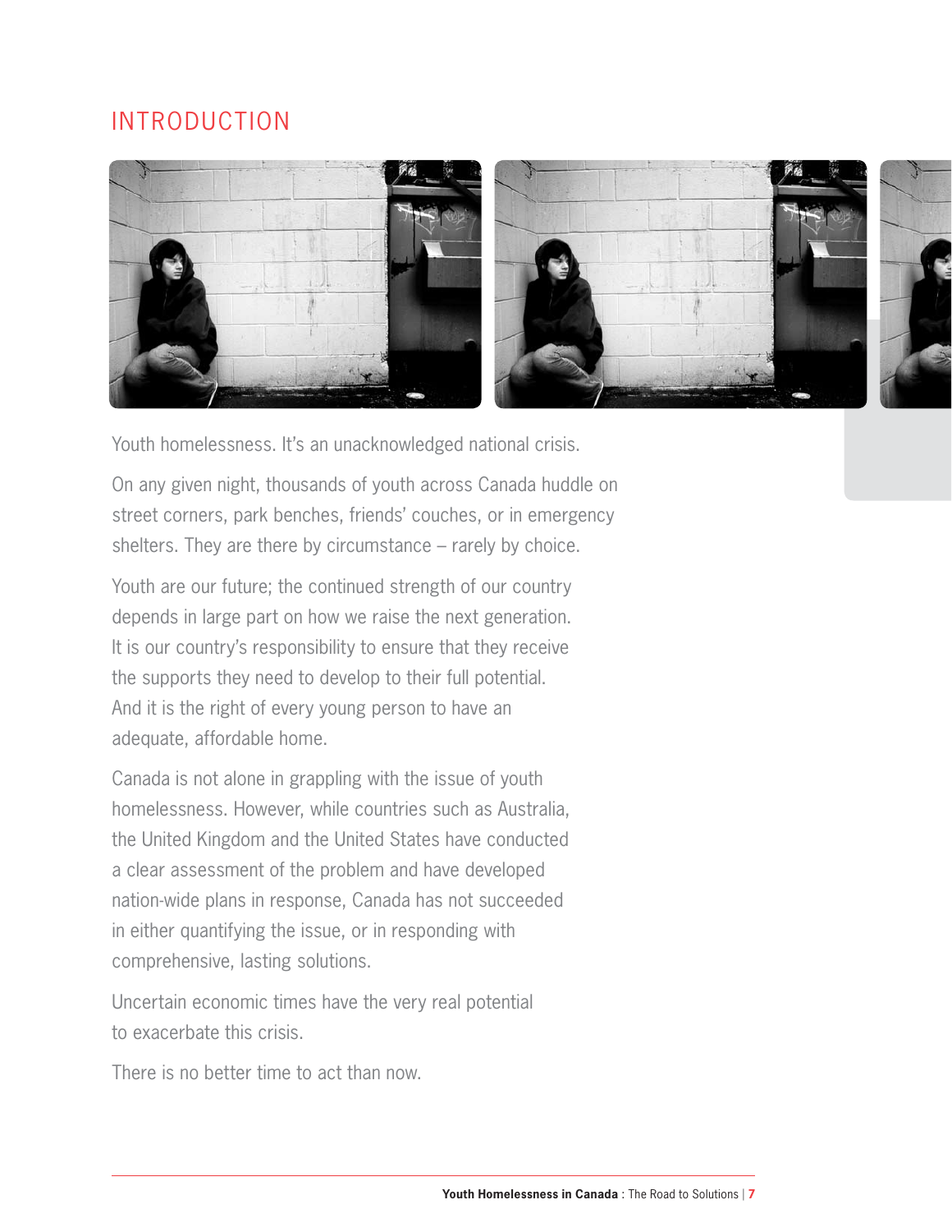# INTRODUCTION

Youth homelessness. It's an unacknowledged national crisis.

On any given night, thousands of youth across Canada huddle on street corners, park benches, friends' couches, or in emergency shelters. They are there by circumstance – rarely by choice.

Youth are our future; the continued strength of our country depends in large part on how we raise the next generation. It is our country's responsibility to ensure that they receive the supports they need to develop to their full potential. And it is the right of every young person to have an adequate, affordable home.

Canada is not alone in grappling with the issue of youth homelessness. However, while countries such as Australia, the United Kingdom and the United States have conducted a clear assessment of the problem and have developed nation-wide plans in response, Canada has not succeeded in either quantifying the issue, or in responding with comprehensive, lasting solutions.

Uncertain economic times have the very real potential to exacerbate this crisis.

There is no better time to act than now.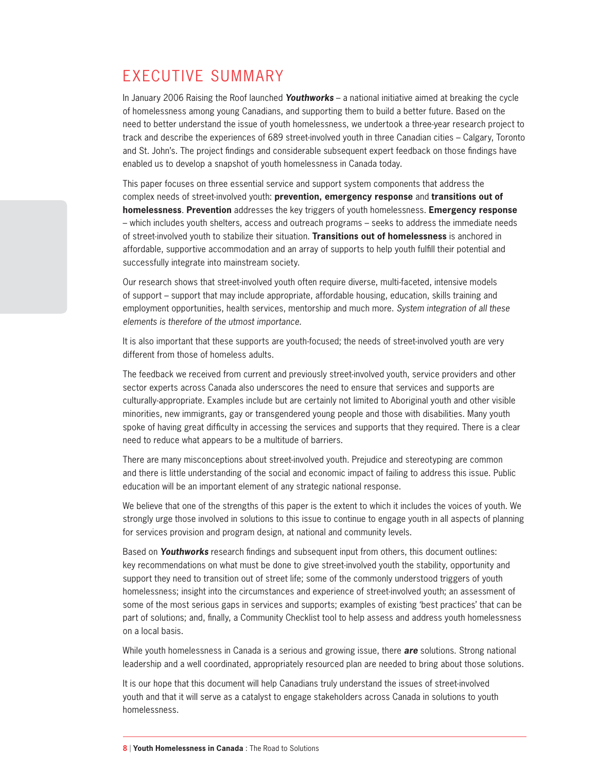# EXECUTIVE SUMMARY

In January 2006 Raising the Roof launched ***Youthworks*** – a national initiative aimed at breaking the cycle of homelessness among young Canadians, and supporting them to build a better future. Based on the need to better understand the issue of youth homelessness, we undertook a three-year research project to track and describe the experiences of 689 street-involved youth in three Canadian cities – Calgary, Toronto and St. John's. The project findings and considerable subsequent expert feedback on those findings have enabled us to develop a snapshot of youth homelessness in Canada today.

This paper focuses on three essential service and support system components that address the complex needs of street-involved youth: **prevention, emergency response** and **transitions out of homelessness**. **Prevention** addresses the key triggers of youth homelessness. **Emergency response** – which includes youth shelters, access and outreach programs – seeks to address the immediate needs of street-involved youth to stabilize their situation. **Transitions out of homelessness** is anchored in affordable, supportive accommodation and an array of supports to help youth fulfill their potential and successfully integrate into mainstream society.

Our research shows that street-involved youth often require diverse, multi-faceted, intensive models of support – support that may include appropriate, affordable housing, education, skills training and employment opportunities, health services, mentorship and much more. *System integration of all these elements is therefore of the utmost importance.*

It is also important that these supports are youth-focused; the needs of street-involved youth are very different from those of homeless adults.

The feedback we received from current and previously street-involved youth, service providers and other sector experts across Canada also underscores the need to ensure that services and supports are culturally-appropriate. Examples include but are certainly not limited to Aboriginal youth and other visible minorities, new immigrants, gay or transgendered young people and those with disabilities. Many youth spoke of having great difficulty in accessing the services and supports that they required. There is a clear need to reduce what appears to be a multitude of barriers.

There are many misconceptions about street-involved youth. Prejudice and stereotyping are common and there is little understanding of the social and economic impact of failing to address this issue. Public education will be an important element of any strategic national response.

We believe that one of the strengths of this paper is the extent to which it includes the voices of youth. We strongly urge those involved in solutions to this issue to continue to engage youth in all aspects of planning for services provision and program design, at national and community levels.

Based on ***Youthworks*** research findings and subsequent input from others, this document outlines: key recommendations on what must be done to give street-involved youth the stability, opportunity and support they need to transition out of street life; some of the commonly understood triggers of youth homelessness; insight into the circumstances and experience of street-involved youth; an assessment of some of the most serious gaps in services and supports; examples of existing 'best practices' that can be part of solutions; and, finally, a Community Checklist tool to help assess and address youth homelessness on a local basis.

While youth homelessness in Canada is a serious and growing issue, there ***are*** solutions. Strong national leadership and a well coordinated, appropriately resourced plan are needed to bring about those solutions.

It is our hope that this document will help Canadians truly understand the issues of street-involved youth and that it will serve as a catalyst to engage stakeholders across Canada in solutions to youth homelessness.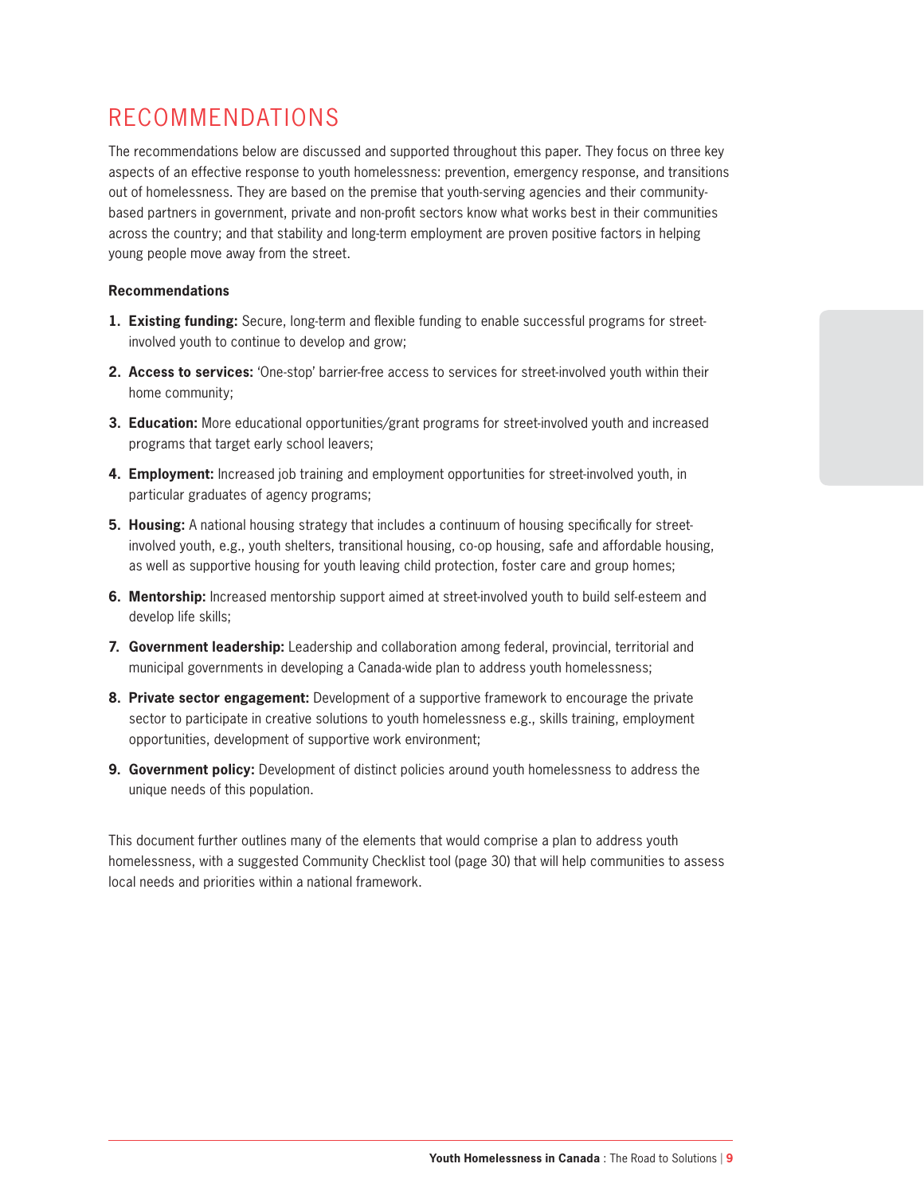# RECOMMENDATIONS

The recommendations below are discussed and supported throughout this paper. They focus on three key aspects of an effective response to youth homelessness: prevention, emergency response, and transitions out of homelessness. They are based on the premise that youth-serving agencies and their community-based partners in government, private and non-profit sectors know what works best in their communities across the country; and that stability and long-term employment are proven positive factors in helping young people move away from the street.

**Recommendations**

1. **Existing funding:** Secure, long-term and flexible funding to enable successful programs for street-involved youth to continue to develop and grow;
2. **Access to services:** 'One-stop' barrier-free access to services for street-involved youth within their home community;
3. **Education:** More educational opportunities/grant programs for street-involved youth and increased programs that target early school leavers;
4. **Employment:** Increased job training and employment opportunities for street-involved youth, in particular graduates of agency programs;
5. **Housing:** A national housing strategy that includes a continuum of housing specifically for street-involved youth, e.g., youth shelters, transitional housing, co-op housing, safe and affordable housing, as well as supportive housing for youth leaving child protection, foster care and group homes;
6. **Mentorship:** Increased mentorship support aimed at street-involved youth to build self-esteem and develop life skills;
7. **Government leadership:** Leadership and collaboration among federal, provincial, territorial and municipal governments in developing a Canada-wide plan to address youth homelessness;
8. **Private sector engagement:** Development of a supportive framework to encourage the private sector to participate in creative solutions to youth homelessness e.g., skills training, employment opportunities, development of supportive work environment;
9. **Government policy:** Development of distinct policies around youth homelessness to address the unique needs of this population.

This document further outlines many of the elements that would comprise a plan to address youth homelessness, with a suggested Community Checklist tool (page 30) that will help communities to assess local needs and priorities within a national framework.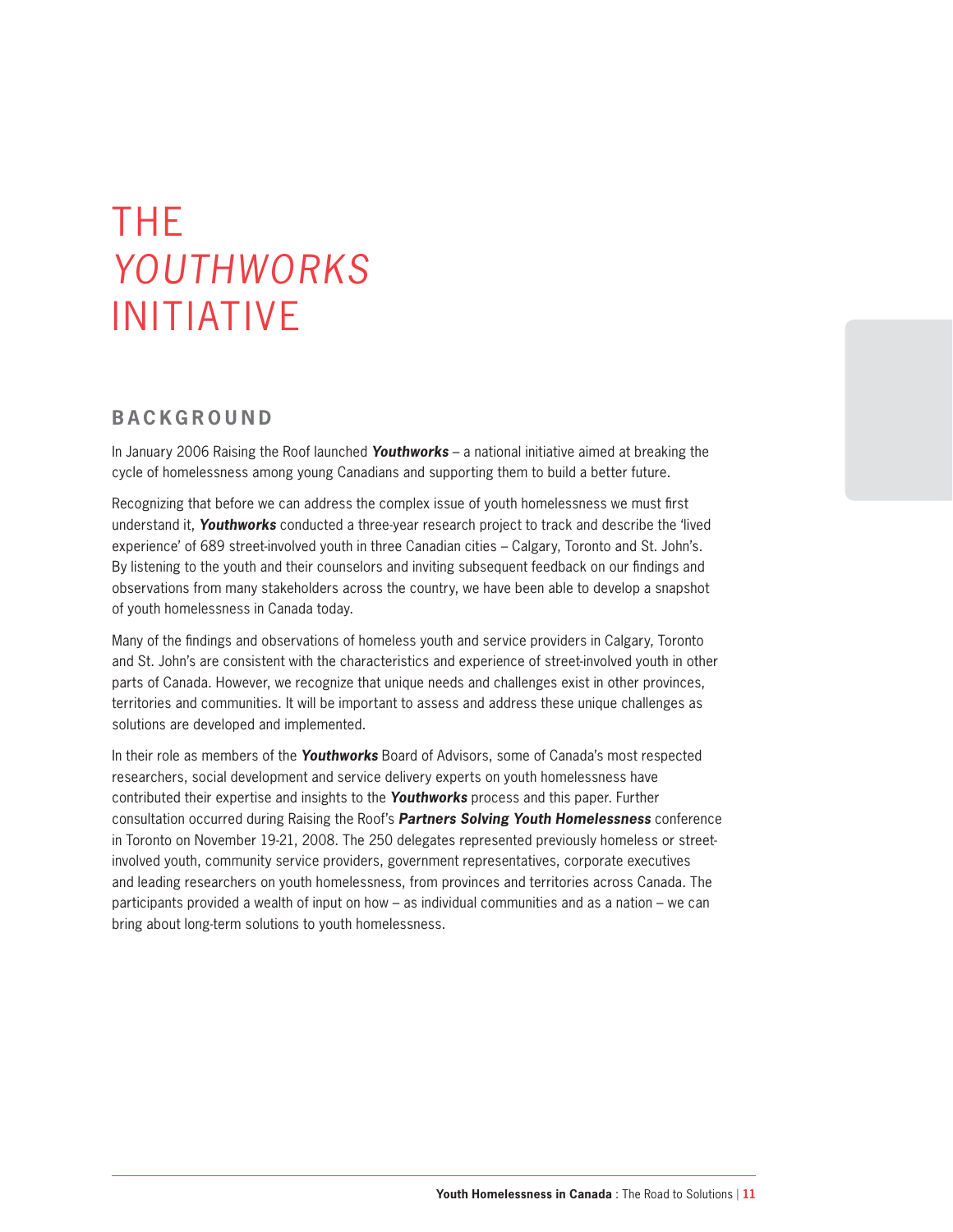# THE *YOUTHWORKS* INITIATIVE

## BACKGROUND

In January 2006 Raising the Roof launched ***Youthworks*** – a national initiative aimed at breaking the cycle of homelessness among young Canadians and supporting them to build a better future.

Recognizing that before we can address the complex issue of youth homelessness we must first understand it, ***Youthworks*** conducted a three-year research project to track and describe the 'lived experience' of 689 street-involved youth in three Canadian cities – Calgary, Toronto and St. John's. By listening to the youth and their counselors and inviting subsequent feedback on our findings and observations from many stakeholders across the country, we have been able to develop a snapshot of youth homelessness in Canada today.

Many of the findings and observations of homeless youth and service providers in Calgary, Toronto and St. John's are consistent with the characteristics and experience of street-involved youth in other parts of Canada. However, we recognize that unique needs and challenges exist in other provinces, territories and communities. It will be important to assess and address these unique challenges as solutions are developed and implemented.

In their role as members of the ***Youthworks*** Board of Advisors, some of Canada's most respected researchers, social development and service delivery experts on youth homelessness have contributed their expertise and insights to the ***Youthworks*** process and this paper. Further consultation occurred during Raising the Roof's ***Partners Solving Youth Homelessness*** conference in Toronto on November 19-21, 2008. The 250 delegates represented previously homeless or street-involved youth, community service providers, government representatives, corporate executives and leading researchers on youth homelessness, from provinces and territories across Canada. The participants provided a wealth of input on how – as individual communities and as a nation – we can bring about long-term solutions to youth homelessness.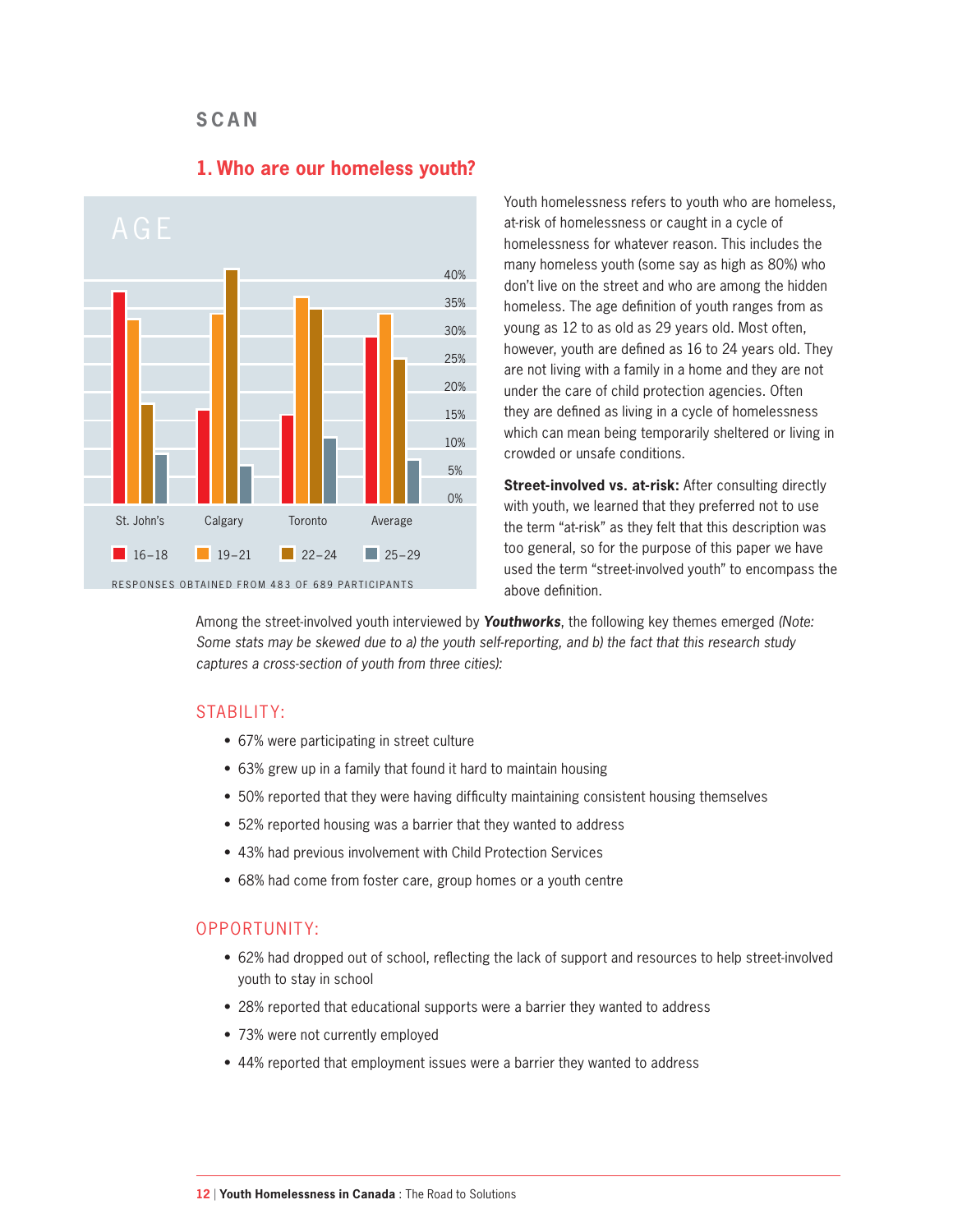## SCAN

### 1. Who are our homeless youth?

AGE

St. John's | Calgary | Toronto | Average

16–18 | 19–21 | 22–24 | 25–29

RESPONSES OBTAINED FROM 483 OF 689 PARTICIPANTS

Youth homelessness refers to youth who are homeless, at-risk of homelessness or caught in a cycle of homelessness for whatever reason. This includes the many homeless youth (some say as high as 80%) who don't live on the street and who are among the hidden homeless. The age definition of youth ranges from as young as 12 to as old as 29 years old. Most often, however, youth are defined as 16 to 24 years old. They are not living with a family in a home and they are not under the care of child protection agencies. Often they are defined as living in a cycle of homelessness which can mean being temporarily sheltered or living in crowded or unsafe conditions.

**Street-involved vs. at-risk:** After consulting directly with youth, we learned that they preferred not to use the term "at-risk" as they felt that this description was too general, so for the purpose of this paper we have used the term "street-involved youth" to encompass the above definition.

Among the street-involved youth interviewed by ***Youthworks***, the following key themes emerged *(Note: Some stats may be skewed due to a) the youth self-reporting, and b) the fact that this research study captures a cross-section of youth from three cities)*:

#### STABILITY:

- 67% were participating in street culture
- 63% grew up in a family that found it hard to maintain housing
- 50% reported that they were having difficulty maintaining consistent housing themselves
- 52% reported housing was a barrier that they wanted to address
- 43% had previous involvement with Child Protection Services
- 68% had come from foster care, group homes or a youth centre

#### OPPORTUNITY:

- 62% had dropped out of school, reflecting the lack of support and resources to help street-involved youth to stay in school
- 28% reported that educational supports were a barrier they wanted to address
- 73% were not currently employed
- 44% reported that employment issues were a barrier they wanted to address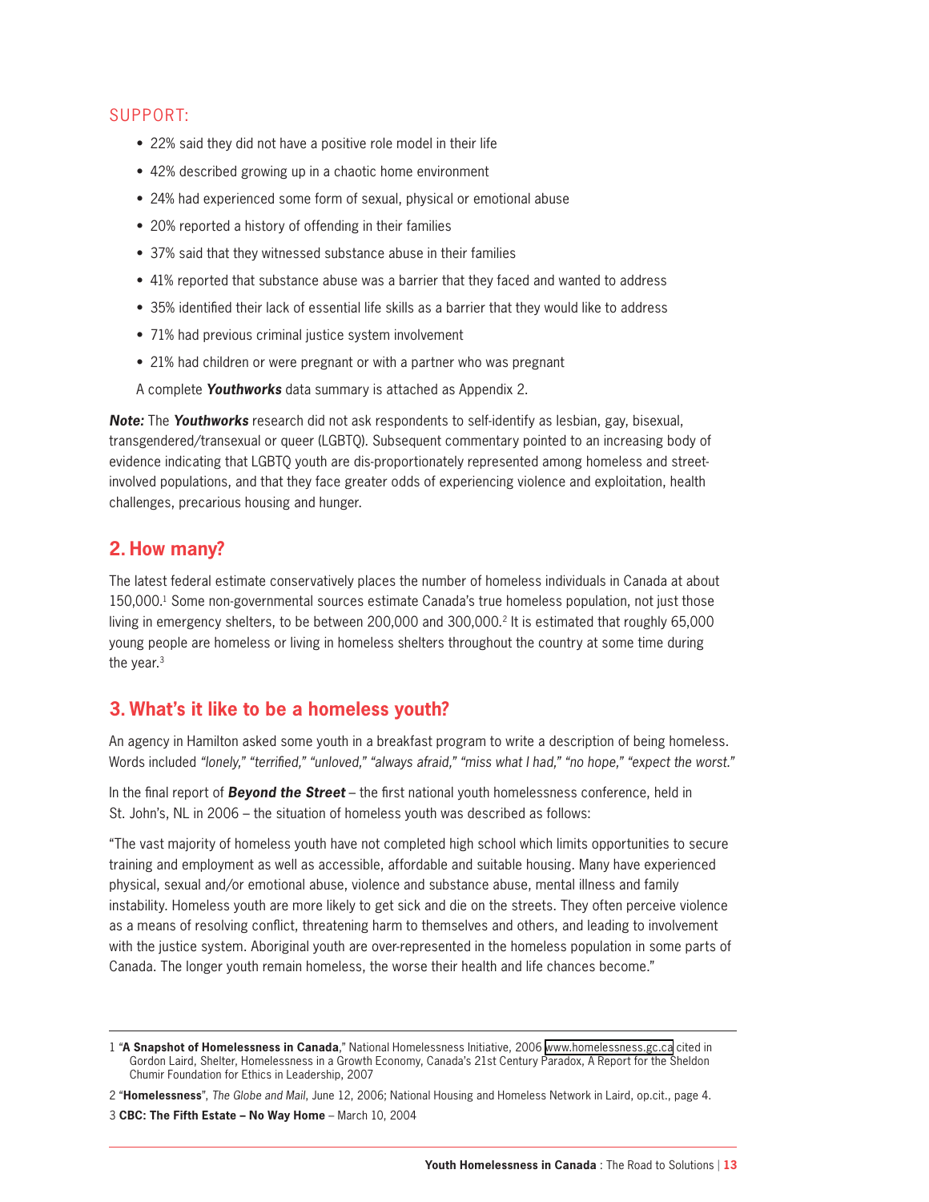### SUPPORT:

- 22% said they did not have a positive role model in their life
- 42% described growing up in a chaotic home environment
- 24% had experienced some form of sexual, physical or emotional abuse
- 20% reported a history of offending in their families
- 37% said that they witnessed substance abuse in their families
- 41% reported that substance abuse was a barrier that they faced and wanted to address
- 35% identified their lack of essential life skills as a barrier that they would like to address
- 71% had previous criminal justice system involvement
- 21% had children or were pregnant or with a partner who was pregnant

A complete ***Youthworks*** data summary is attached as Appendix 2.

***Note:*** The ***Youthworks*** research did not ask respondents to self-identify as lesbian, gay, bisexual, transgendered/transexual or queer (LGBTQ). Subsequent commentary pointed to an increasing body of evidence indicating that LGBTQ youth are dis-proportionately represented among homeless and street-involved populations, and that they face greater odds of experiencing violence and exploitation, health challenges, precarious housing and hunger.

## 2. How many?

The latest federal estimate conservatively places the number of homeless individuals in Canada at about 150,000.[1] Some non-governmental sources estimate Canada's true homeless population, not just those living in emergency shelters, to be between 200,000 and 300,000.[2] It is estimated that roughly 65,000 young people are homeless or living in homeless shelters throughout the country at some time during the year.[3]

## 3. What's it like to be a homeless youth?

An agency in Hamilton asked some youth in a breakfast program to write a description of being homeless. Words included *"lonely," "terrified," "unloved," "always afraid," "miss what I had," "no hope," "expect the worst."*

In the final report of ***Beyond the Street*** – the first national youth homelessness conference, held in St. John's, NL in 2006 – the situation of homeless youth was described as follows:

"The vast majority of homeless youth have not completed high school which limits opportunities to secure training and employment as well as accessible, affordable and suitable housing. Many have experienced physical, sexual and/or emotional abuse, violence and substance abuse, mental illness and family instability. Homeless youth are more likely to get sick and die on the streets. They often perceive violence as a means of resolving conflict, threatening harm to themselves and others, and leading to involvement with the justice system. Aboriginal youth are over-represented in the homeless population in some parts of Canada. The longer youth remain homeless, the worse their health and life chances become."

---

1 "**A Snapshot of Homelessness in Canada**," National Homelessness Initiative, 2006 www.homelessness.gc.ca cited in Gordon Laird, Shelter, Homelessness in a Growth Economy, Canada's 21st Century Paradox, A Report for the Sheldon Chumir Foundation for Ethics in Leadership, 2007

2 "**Homelessness**", *The Globe and Mail*, June 12, 2006; National Housing and Homeless Network in Laird, op.cit., page 4.

3 **CBC: The Fifth Estate – No Way Home** – March 10, 2004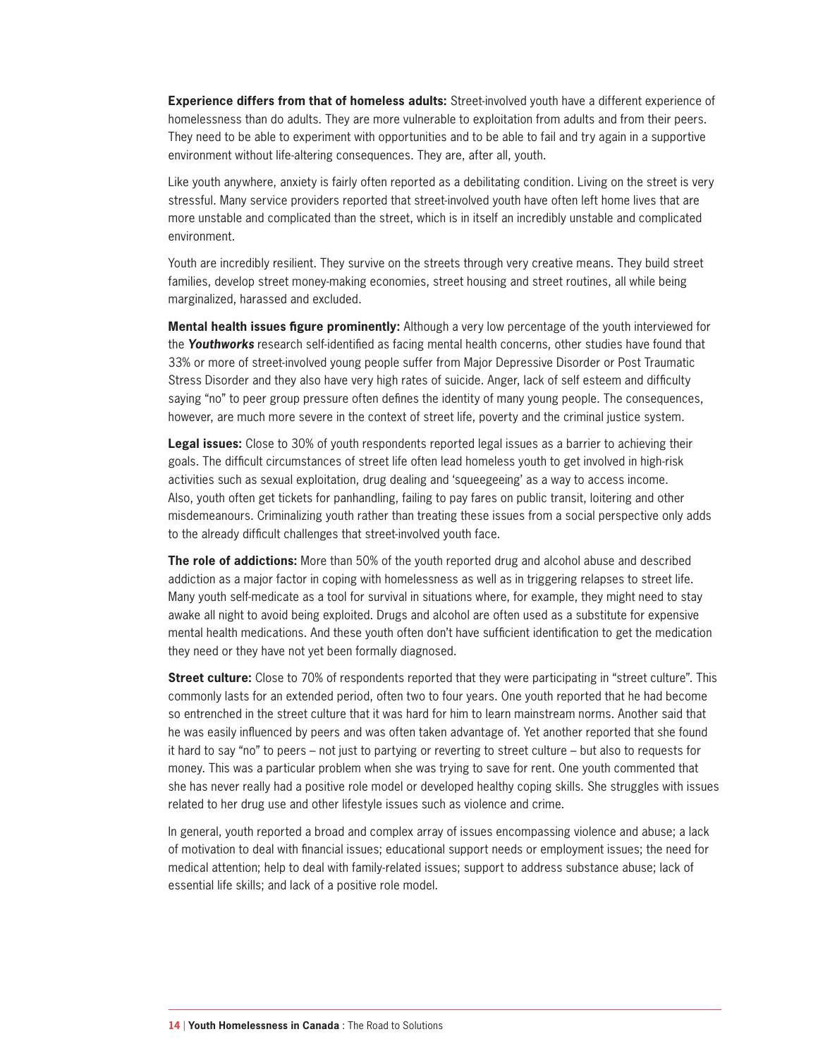**Experience differs from that of homeless adults:** Street-involved youth have a different experience of homelessness than do adults. They are more vulnerable to exploitation from adults and from their peers. They need to be able to experiment with opportunities and to be able to fail and try again in a supportive environment without life-altering consequences. They are, after all, youth.

Like youth anywhere, anxiety is fairly often reported as a debilitating condition. Living on the street is very stressful. Many service providers reported that street-involved youth have often left home lives that are more unstable and complicated than the street, which is in itself an incredibly unstable and complicated environment.

Youth are incredibly resilient. They survive on the streets through very creative means. They build street families, develop street money-making economies, street housing and street routines, all while being marginalized, harassed and excluded.

**Mental health issues figure prominently:** Although a very low percentage of the youth interviewed for the ***Youthworks*** research self-identified as facing mental health concerns, other studies have found that 33% or more of street-involved young people suffer from Major Depressive Disorder or Post Traumatic Stress Disorder and they also have very high rates of suicide. Anger, lack of self esteem and difficulty saying "no" to peer group pressure often defines the identity of many young people. The consequences, however, are much more severe in the context of street life, poverty and the criminal justice system.

**Legal issues:** Close to 30% of youth respondents reported legal issues as a barrier to achieving their goals. The difficult circumstances of street life often lead homeless youth to get involved in high-risk activities such as sexual exploitation, drug dealing and 'squeegeeing' as a way to access income. Also, youth often get tickets for panhandling, failing to pay fares on public transit, loitering and other misdemeanours. Criminalizing youth rather than treating these issues from a social perspective only adds to the already difficult challenges that street-involved youth face.

**The role of addictions:** More than 50% of the youth reported drug and alcohol abuse and described addiction as a major factor in coping with homelessness as well as in triggering relapses to street life. Many youth self-medicate as a tool for survival in situations where, for example, they might need to stay awake all night to avoid being exploited. Drugs and alcohol are often used as a substitute for expensive mental health medications. And these youth often don't have sufficient identification to get the medication they need or they have not yet been formally diagnosed.

**Street culture:** Close to 70% of respondents reported that they were participating in "street culture". This commonly lasts for an extended period, often two to four years. One youth reported that he had become so entrenched in the street culture that it was hard for him to learn mainstream norms. Another said that he was easily influenced by peers and was often taken advantage of. Yet another reported that she found it hard to say "no" to peers – not just to partying or reverting to street culture – but also to requests for money. This was a particular problem when she was trying to save for rent. One youth commented that she has never really had a positive role model or developed healthy coping skills. She struggles with issues related to her drug use and other lifestyle issues such as violence and crime.

In general, youth reported a broad and complex array of issues encompassing violence and abuse; a lack of motivation to deal with financial issues; educational support needs or employment issues; the need for medical attention; help to deal with family-related issues; support to address substance abuse; lack of essential life skills; and lack of a positive role model.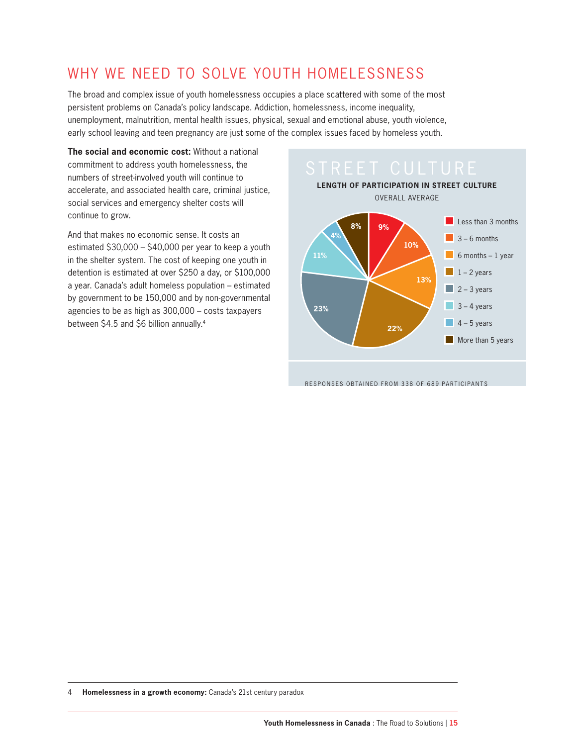## WHY WE NEED TO SOLVE YOUTH HOMELESSNESS

The broad and complex issue of youth homelessness occupies a place scattered with some of the most persistent problems on Canada's policy landscape. Addiction, homelessness, income inequality, unemployment, malnutrition, mental health issues, physical, sexual and emotional abuse, youth violence, early school leaving and teen pregnancy are just some of the complex issues faced by homeless youth.

**The social and economic cost:** Without a national commitment to address youth homelessness, the numbers of street-involved youth will continue to accelerate, and associated health care, criminal justice, social services and emergency shelter costs will continue to grow.

And that makes no economic sense. It costs an estimated $30,000 – $40,000 per year to keep a youth in the shelter system. The cost of keeping one youth in detention is estimated at over $250 a day, or $100,000 a year. Canada's adult homeless population – estimated by government to be 150,000 and by non-governmental agencies to be as high as 300,000 – costs taxpayers between $4.5 and $6 billion annually.[4]

### STREET CULTURE

**LENGTH OF PARTICIPATION IN STREET CULTURE**

OVERALL AVERAGE

| Length | % |
|---|---|
| Less than 3 months | 9% |
| 3 – 6 months | 10% |
| 6 months – 1 year | 13% |
| 1 – 2 years | 22% |
| 2 – 3 years | 23% |
| 3 – 4 years | 11% |
| 4 – 5 years | 4% |
| More than 5 years | 8% |

RESPONSES OBTAINED FROM 338 OF 689 PARTICIPANTS

---

4 **Homelessness in a growth economy:** Canada's 21st century paradox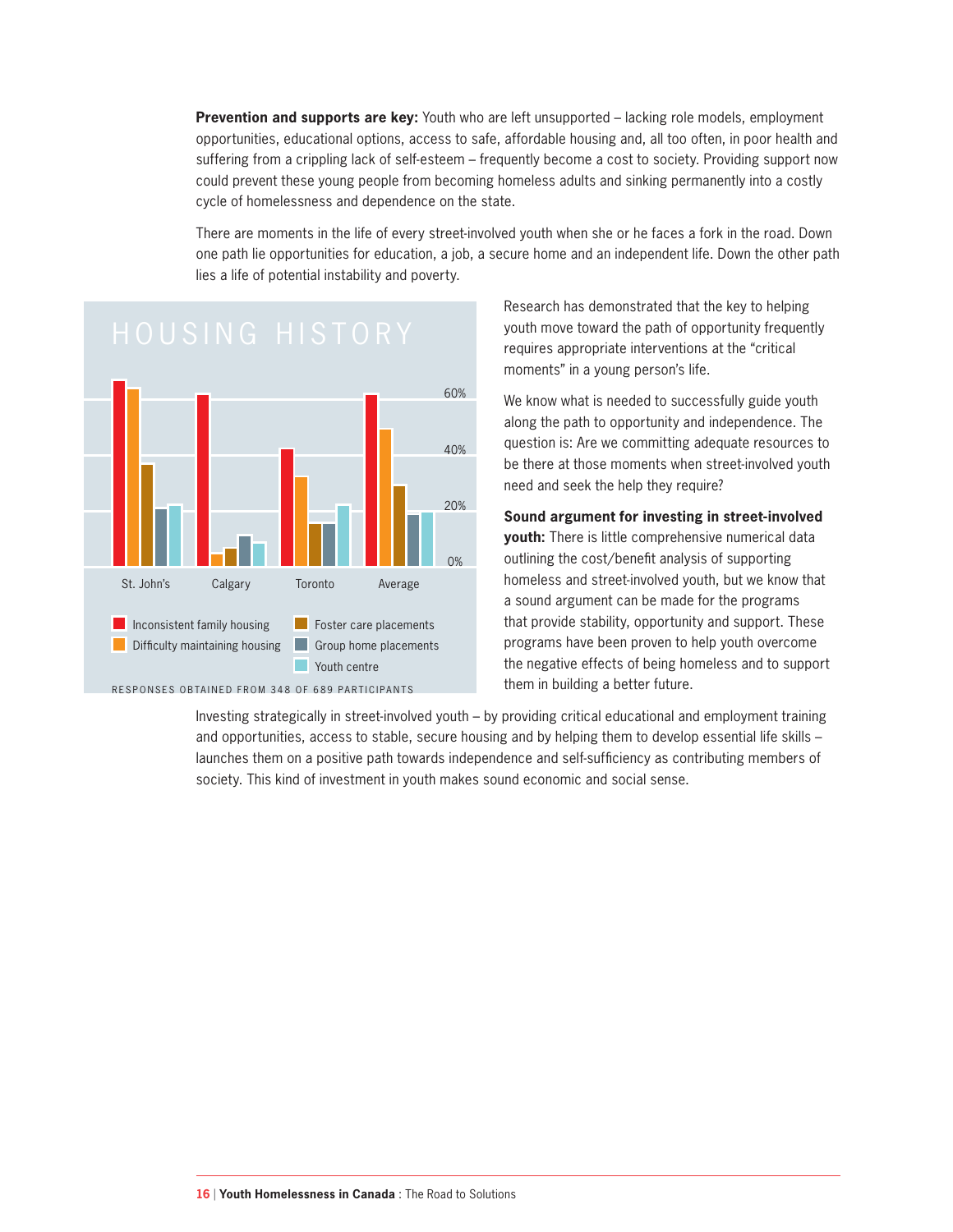**Prevention and supports are key:** Youth who are left unsupported – lacking role models, employment opportunities, educational options, access to safe, affordable housing and, all too often, in poor health and suffering from a crippling lack of self-esteem – frequently become a cost to society. Providing support now could prevent these young people from becoming homeless adults and sinking permanently into a costly cycle of homelessness and dependence on the state.

There are moments in the life of every street-involved youth when she or he faces a fork in the road. Down one path lie opportunities for education, a job, a secure home and an independent life. Down the other path lies a life of potential instability and poverty.

HOUSING HISTORY

60%
40%
20%
0%

St. John's
Calgary
Toronto
Average

Inconsistent family housing
Difficulty maintaining housing
Foster care placements
Group home placements
Youth centre

RESPONSES OBTAINED FROM 348 OF 689 PARTICIPANTS

Research has demonstrated that the key to helping youth move toward the path of opportunity frequently requires appropriate interventions at the "critical moments" in a young person's life.

We know what is needed to successfully guide youth along the path to opportunity and independence. The question is: Are we committing adequate resources to be there at those moments when street-involved youth need and seek the help they require?

**Sound argument for investing in street-involved youth:** There is little comprehensive numerical data outlining the cost/benefit analysis of supporting homeless and street-involved youth, but we know that a sound argument can be made for the programs that provide stability, opportunity and support. These programs have been proven to help youth overcome the negative effects of being homeless and to support them in building a better future.

Investing strategically in street-involved youth – by providing critical educational and employment training and opportunities, access to stable, secure housing and by helping them to develop essential life skills – launches them on a positive path towards independence and self-sufficiency as contributing members of society. This kind of investment in youth makes sound economic and social sense.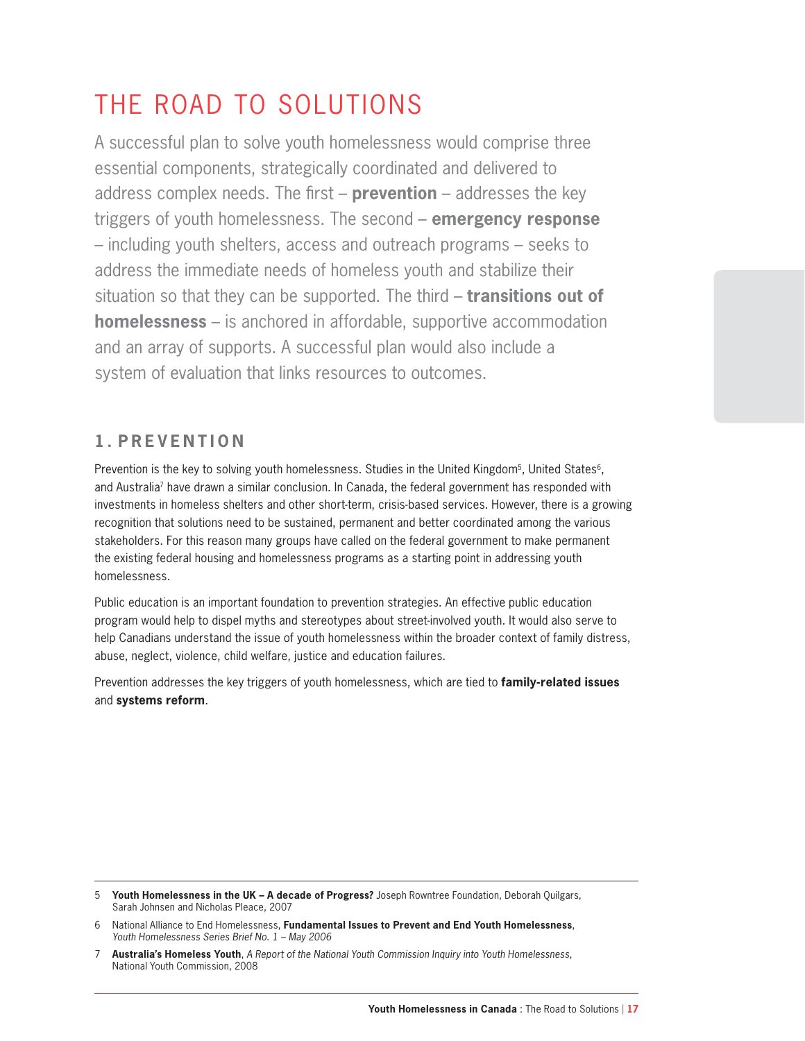# THE ROAD TO SOLUTIONS

A successful plan to solve youth homelessness would comprise three essential components, strategically coordinated and delivered to address complex needs. The first – **prevention** – addresses the key triggers of youth homelessness. The second – **emergency response** – including youth shelters, access and outreach programs – seeks to address the immediate needs of homeless youth and stabilize their situation so that they can be supported. The third – **transitions out of homelessness** – is anchored in affordable, supportive accommodation and an array of supports. A successful plan would also include a system of evaluation that links resources to outcomes.

## 1. PREVENTION

Prevention is the key to solving youth homelessness. Studies in the United Kingdom[5], United States[6], and Australia[7] have drawn a similar conclusion. In Canada, the federal government has responded with investments in homeless shelters and other short-term, crisis-based services. However, there is a growing recognition that solutions need to be sustained, permanent and better coordinated among the various stakeholders. For this reason many groups have called on the federal government to make permanent the existing federal housing and homelessness programs as a starting point in addressing youth homelessness.

Public education is an important foundation to prevention strategies. An effective public education program would help to dispel myths and stereotypes about street-involved youth. It would also serve to help Canadians understand the issue of youth homelessness within the broader context of family distress, abuse, neglect, violence, child welfare, justice and education failures.

Prevention addresses the key triggers of youth homelessness, which are tied to **family-related issues** and **systems reform**.

---

5 **Youth Homelessness in the UK – A decade of Progress?** Joseph Rowntree Foundation, Deborah Quilgars, Sarah Johnsen and Nicholas Pleace, 2007

6 National Alliance to End Homelessness, **Fundamental Issues to Prevent and End Youth Homelessness**, *Youth Homelessness Series Brief No. 1 – May 2006*

7 **Australia's Homeless Youth**, *A Report of the National Youth Commission Inquiry into Youth Homelessness*, National Youth Commission, 2008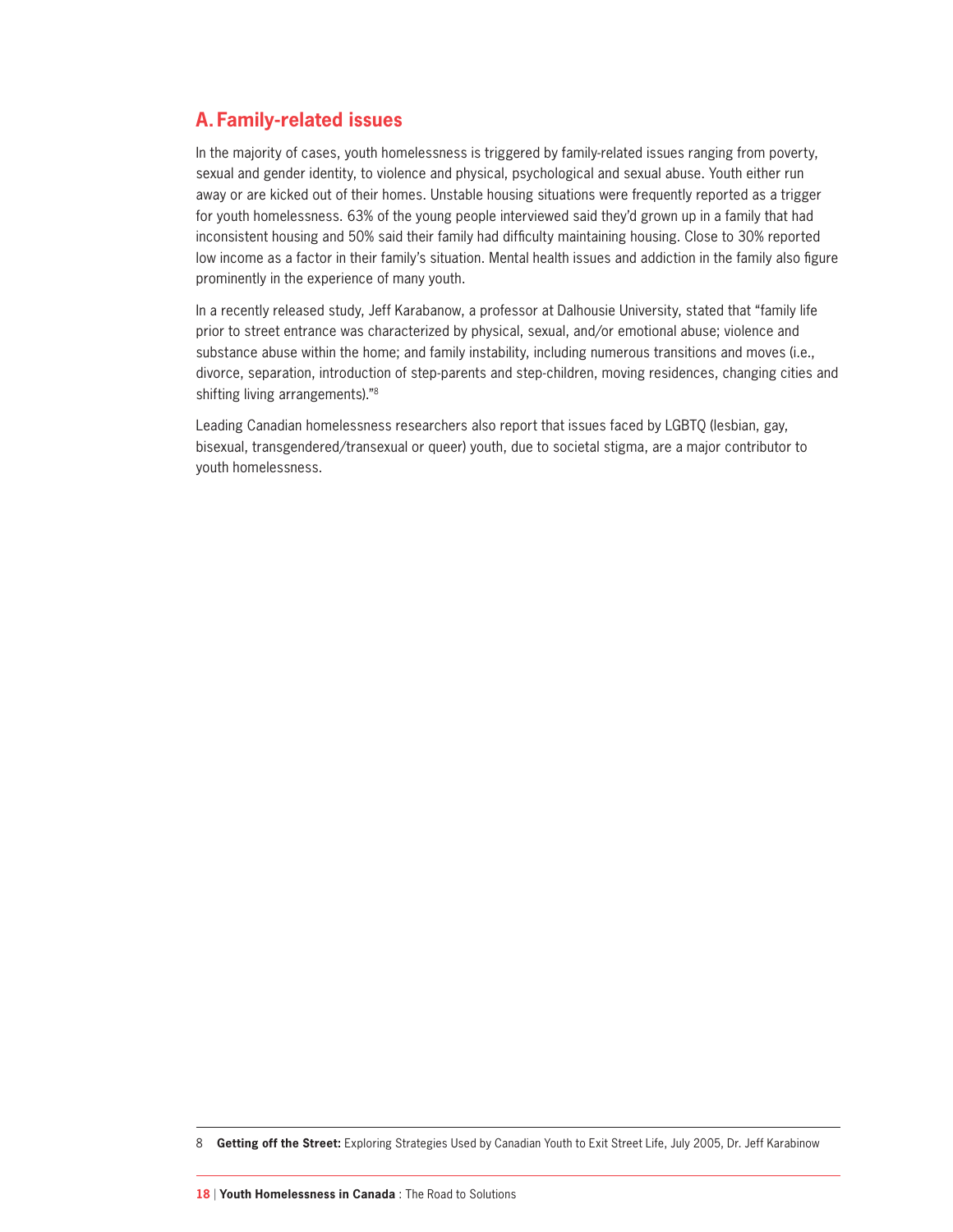## A. Family-related issues

In the majority of cases, youth homelessness is triggered by family-related issues ranging from poverty, sexual and gender identity, to violence and physical, psychological and sexual abuse. Youth either run away or are kicked out of their homes. Unstable housing situations were frequently reported as a trigger for youth homelessness. 63% of the young people interviewed said they'd grown up in a family that had inconsistent housing and 50% said their family had difficulty maintaining housing. Close to 30% reported low income as a factor in their family's situation. Mental health issues and addiction in the family also figure prominently in the experience of many youth.

In a recently released study, Jeff Karabanow, a professor at Dalhousie University, stated that "family life prior to street entrance was characterized by physical, sexual, and/or emotional abuse; violence and substance abuse within the home; and family instability, including numerous transitions and moves (i.e., divorce, separation, introduction of step-parents and step-children, moving residences, changing cities and shifting living arrangements)."[8]

Leading Canadian homelessness researchers also report that issues faced by LGBTQ (lesbian, gay, bisexual, transgendered/transexual or queer) youth, due to societal stigma, are a major contributor to youth homelessness.

---

8 **Getting off the Street:** Exploring Strategies Used by Canadian Youth to Exit Street Life, July 2005, Dr. Jeff Karabinow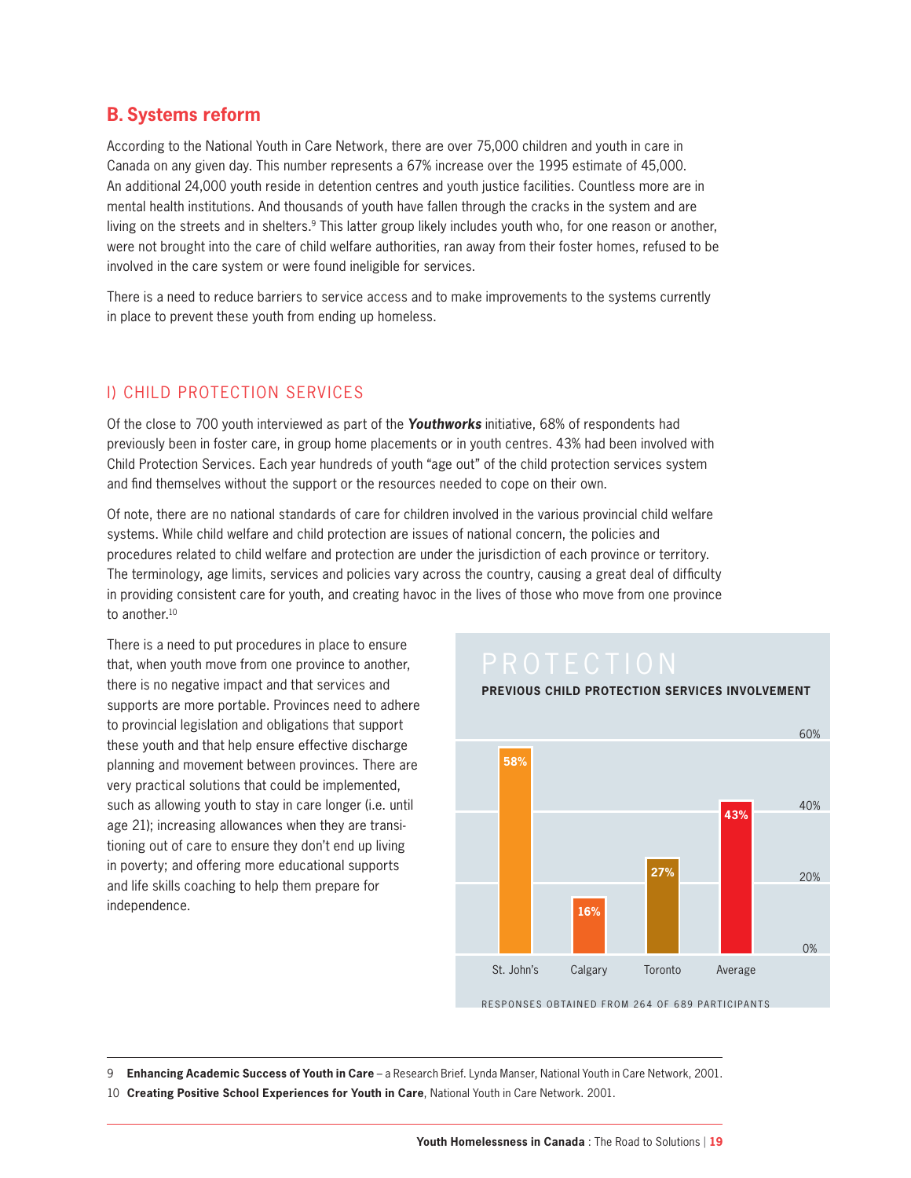## B. Systems reform

According to the National Youth in Care Network, there are over 75,000 children and youth in care in Canada on any given day. This number represents a 67% increase over the 1995 estimate of 45,000. An additional 24,000 youth reside in detention centres and youth justice facilities. Countless more are in mental health institutions. And thousands of youth have fallen through the cracks in the system and are living on the streets and in shelters.[9] This latter group likely includes youth who, for one reason or another, were not brought into the care of child welfare authorities, ran away from their foster homes, refused to be involved in the care system or were found ineligible for services.

There is a need to reduce barriers to service access and to make improvements to the systems currently in place to prevent these youth from ending up homeless.

### I) CHILD PROTECTION SERVICES

Of the close to 700 youth interviewed as part of the ***Youthworks*** initiative, 68% of respondents had previously been in foster care, in group home placements or in youth centres. 43% had been involved with Child Protection Services. Each year hundreds of youth "age out" of the child protection services system and find themselves without the support or the resources needed to cope on their own.

Of note, there are no national standards of care for children involved in the various provincial child welfare systems. While child welfare and child protection are issues of national concern, the policies and procedures related to child welfare and protection are under the jurisdiction of each province or territory. The terminology, age limits, services and policies vary across the country, causing a great deal of difficulty in providing consistent care for youth, and creating havoc in the lives of those who move from one province to another.[10]

There is a need to put procedures in place to ensure that, when youth move from one province to another, there is no negative impact and that services and supports are more portable. Provinces need to adhere to provincial legislation and obligations that support these youth and that help ensure effective discharge planning and movement between provinces. There are very practical solutions that could be implemented, such as allowing youth to stay in care longer (i.e. until age 21); increasing allowances when they are transitioning out of care to ensure they don't end up living in poverty; and offering more educational supports and life skills coaching to help them prepare for independence.

**PROTECTION**

**PREVIOUS CHILD PROTECTION SERVICES INVOLVEMENT**

| St. John's | Calgary | Toronto | Average |
|---|---|---|---|
| 58% | 16% | 27% | 43% |

RESPONSES OBTAINED FROM 264 OF 689 PARTICIPANTS

---

9 **Enhancing Academic Success of Youth in Care** – a Research Brief. Lynda Manser, National Youth in Care Network, 2001.

10 **Creating Positive School Experiences for Youth in Care**, National Youth in Care Network. 2001.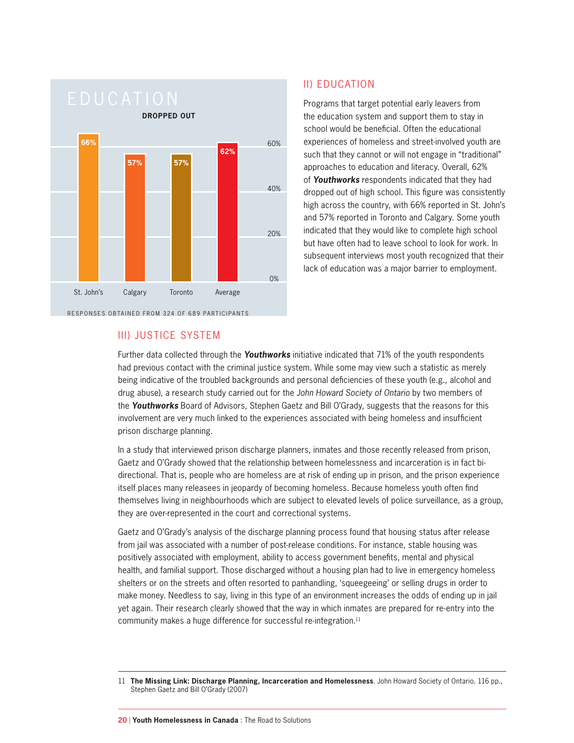EDUCATION

DROPPED OUT

66%
57%
57%
62%

60%
40%
20%
0%

St. John's
Calgary
Toronto
Average

RESPONSES OBTAINED FROM 324 OF 689 PARTICIPANTS

## II) EDUCATION

Programs that target potential early leavers from the education system and support them to stay in school would be beneficial. Often the educational experiences of homeless and street-involved youth are such that they cannot or will not engage in "traditional" approaches to education and literacy. Overall, 62% of ***Youthworks*** respondents indicated that they had dropped out of high school. This figure was consistently high across the country, with 66% reported in St. John's and 57% reported in Toronto and Calgary. Some youth indicated that they would like to complete high school but have often had to leave school to look for work. In subsequent interviews most youth recognized that their lack of education was a major barrier to employment.

## III) JUSTICE SYSTEM

Further data collected through the ***Youthworks*** initiative indicated that 71% of the youth respondents had previous contact with the criminal justice system. While some may view such a statistic as merely being indicative of the troubled backgrounds and personal deficiencies of these youth (e.g., alcohol and drug abuse), a research study carried out for the *John Howard Society of Ontario* by two members of the ***Youthworks*** Board of Advisors, Stephen Gaetz and Bill O'Grady, suggests that the reasons for this involvement are very much linked to the experiences associated with being homeless and insufficient prison discharge planning.

In a study that interviewed prison discharge planners, inmates and those recently released from prison, Gaetz and O'Grady showed that the relationship between homelessness and incarceration is in fact bi-directional. That is, people who are homeless are at risk of ending up in prison, and the prison experience itself places many releasees in jeopardy of becoming homeless. Because homeless youth often find themselves living in neighbourhoods which are subject to elevated levels of police surveillance, as a group, they are over-represented in the court and correctional systems.

Gaetz and O'Grady's analysis of the discharge planning process found that housing status after release from jail was associated with a number of post-release conditions. For instance, stable housing was positively associated with employment, ability to access government benefits, mental and physical health, and familial support. Those discharged without a housing plan had to live in emergency homeless shelters or on the streets and often resorted to panhandling, 'squeegeeing' or selling drugs in order to make money. Needless to say, living in this type of an environment increases the odds of ending up in jail yet again. Their research clearly showed that the way in which inmates are prepared for re-entry into the community makes a huge difference for successful re-integration.[11]

---

11 **The Missing Link: Discharge Planning, Incarceration and Homelessness**. John Howard Society of Ontario. 116 pp., Stephen Gaetz and Bill O'Grady (2007)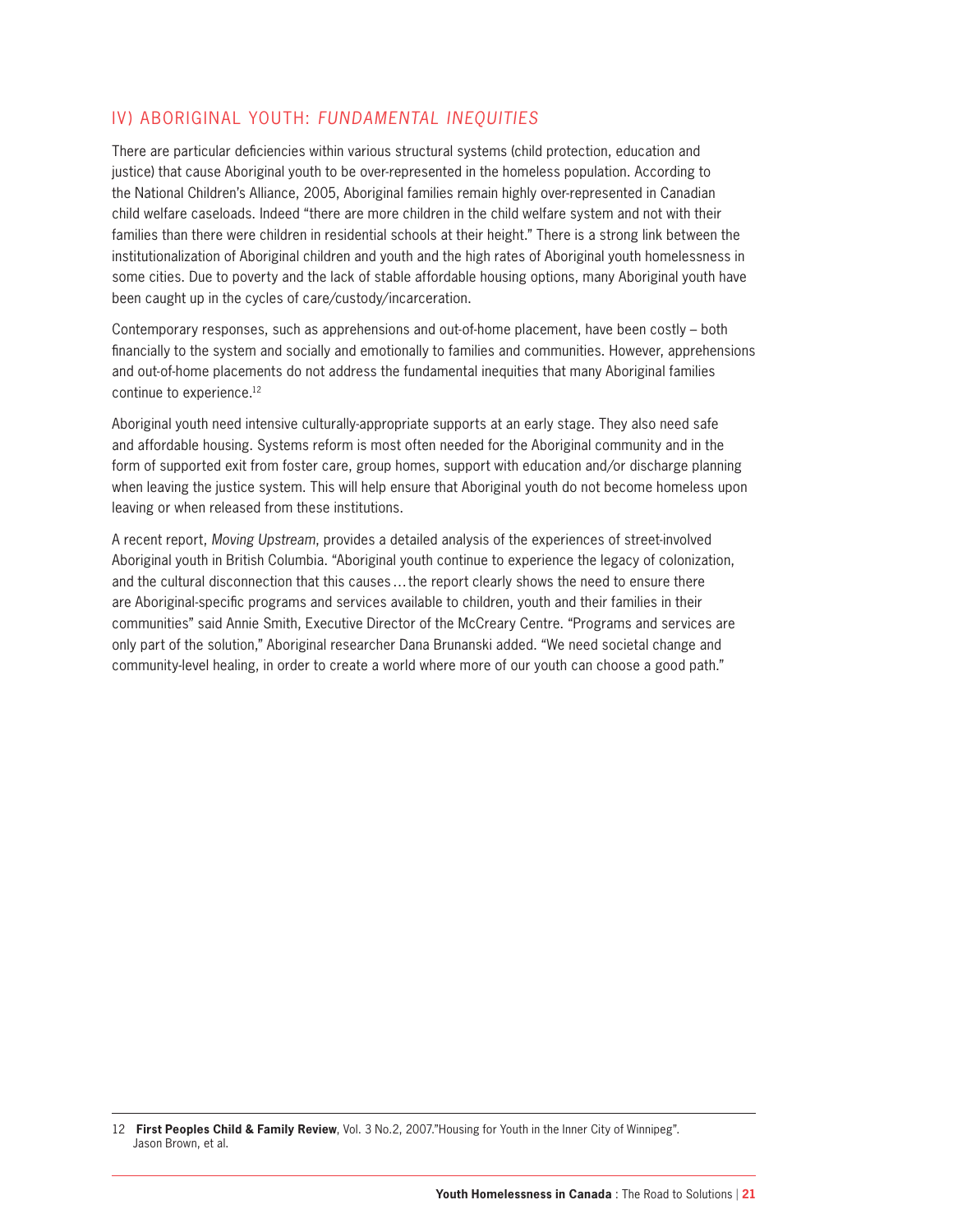## IV) ABORIGINAL YOUTH: *FUNDAMENTAL INEQUITIES*

There are particular deficiencies within various structural systems (child protection, education and justice) that cause Aboriginal youth to be over-represented in the homeless population. According to the National Children's Alliance, 2005, Aboriginal families remain highly over-represented in Canadian child welfare caseloads. Indeed "there are more children in the child welfare system and not with their families than there were children in residential schools at their height." There is a strong link between the institutionalization of Aboriginal children and youth and the high rates of Aboriginal youth homelessness in some cities. Due to poverty and the lack of stable affordable housing options, many Aboriginal youth have been caught up in the cycles of care/custody/incarceration.

Contemporary responses, such as apprehensions and out-of-home placement, have been costly – both financially to the system and socially and emotionally to families and communities. However, apprehensions and out-of-home placements do not address the fundamental inequities that many Aboriginal families continue to experience.[12]

Aboriginal youth need intensive culturally-appropriate supports at an early stage. They also need safe and affordable housing. Systems reform is most often needed for the Aboriginal community and in the form of supported exit from foster care, group homes, support with education and/or discharge planning when leaving the justice system. This will help ensure that Aboriginal youth do not become homeless upon leaving or when released from these institutions.

A recent report, *Moving Upstream*, provides a detailed analysis of the experiences of street-involved Aboriginal youth in British Columbia. "Aboriginal youth continue to experience the legacy of colonization, and the cultural disconnection that this causes … the report clearly shows the need to ensure there are Aboriginal-specific programs and services available to children, youth and their families in their communities" said Annie Smith, Executive Director of the McCreary Centre. "Programs and services are only part of the solution," Aboriginal researcher Dana Brunanski added. "We need societal change and community-level healing, in order to create a world where more of our youth can choose a good path."

---

12 **First Peoples Child & Family Review**, Vol. 3 No.2, 2007."Housing for Youth in the Inner City of Winnipeg". Jason Brown, et al.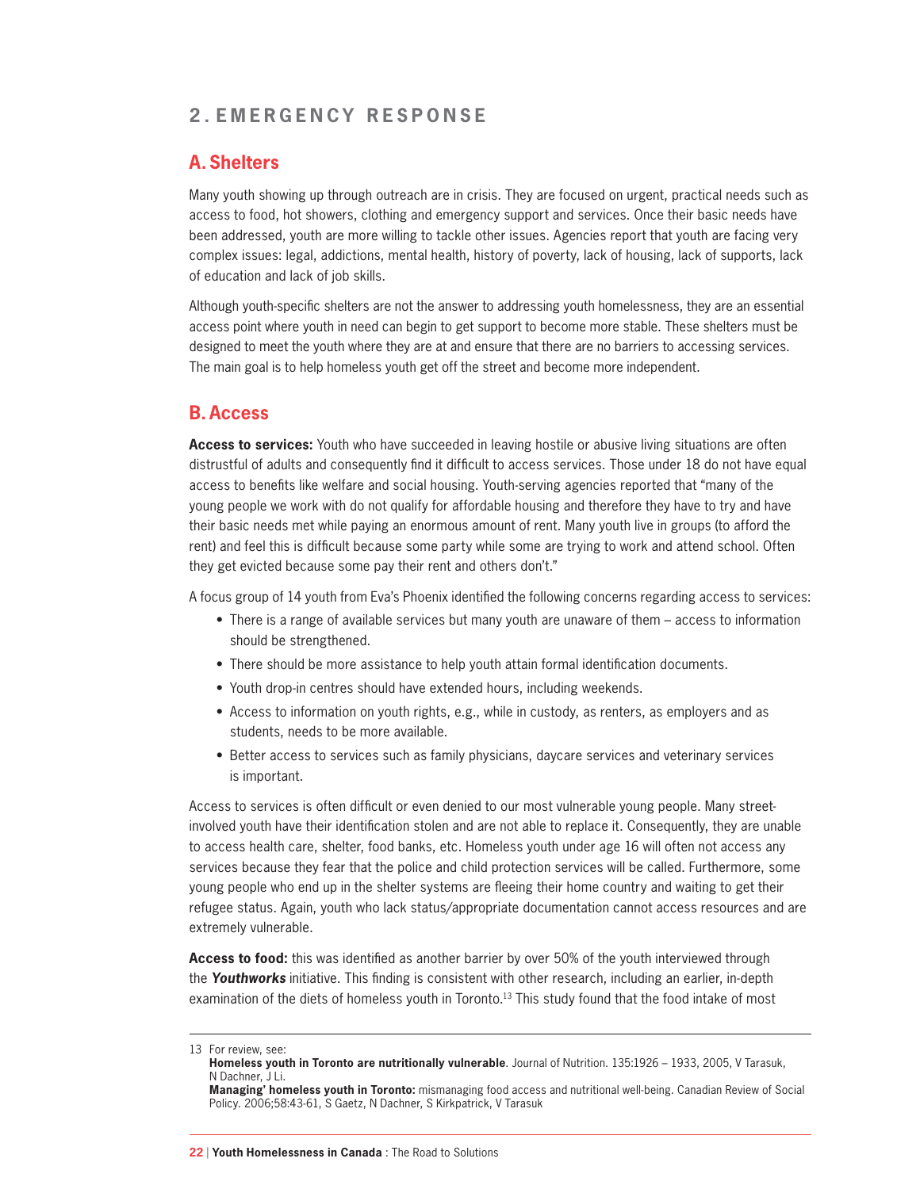## 2. EMERGENCY RESPONSE

### A. Shelters

Many youth showing up through outreach are in crisis. They are focused on urgent, practical needs such as access to food, hot showers, clothing and emergency support and services. Once their basic needs have been addressed, youth are more willing to tackle other issues. Agencies report that youth are facing very complex issues: legal, addictions, mental health, history of poverty, lack of housing, lack of supports, lack of education and lack of job skills.

Although youth-specific shelters are not the answer to addressing youth homelessness, they are an essential access point where youth in need can begin to get support to become more stable. These shelters must be designed to meet the youth where they are at and ensure that there are no barriers to accessing services. The main goal is to help homeless youth get off the street and become more independent.

### B. Access

**Access to services:** Youth who have succeeded in leaving hostile or abusive living situations are often distrustful of adults and consequently find it difficult to access services. Those under 18 do not have equal access to benefits like welfare and social housing. Youth-serving agencies reported that "many of the young people we work with do not qualify for affordable housing and therefore they have to try and have their basic needs met while paying an enormous amount of rent. Many youth live in groups (to afford the rent) and feel this is difficult because some party while some are trying to work and attend school. Often they get evicted because some pay their rent and others don't."

A focus group of 14 youth from Eva's Phoenix identified the following concerns regarding access to services:

- There is a range of available services but many youth are unaware of them – access to information should be strengthened.
- There should be more assistance to help youth attain formal identification documents.
- Youth drop-in centres should have extended hours, including weekends.
- Access to information on youth rights, e.g., while in custody, as renters, as employers and as students, needs to be more available.
- Better access to services such as family physicians, daycare services and veterinary services is important.

Access to services is often difficult or even denied to our most vulnerable young people. Many street-involved youth have their identification stolen and are not able to replace it. Consequently, they are unable to access health care, shelter, food banks, etc. Homeless youth under age 16 will often not access any services because they fear that the police and child protection services will be called. Furthermore, some young people who end up in the shelter systems are fleeing their home country and waiting to get their refugee status. Again, youth who lack status/appropriate documentation cannot access resources and are extremely vulnerable.

**Access to food:** this was identified as another barrier by over 50% of the youth interviewed through the ***Youthworks*** initiative. This finding is consistent with other research, including an earlier, in-depth examination of the diets of homeless youth in Toronto.[13] This study found that the food intake of most

---

13 For review, see:
**Homeless youth in Toronto are nutritionally vulnerable**. Journal of Nutrition. 135:1926 – 1933, 2005, V Tarasuk, N Dachner, J Li.
**Managing' homeless youth in Toronto:** mismanaging food access and nutritional well-being. Canadian Review of Social Policy. 2006;58:43-61, S Gaetz, N Dachner, S Kirkpatrick, V Tarasuk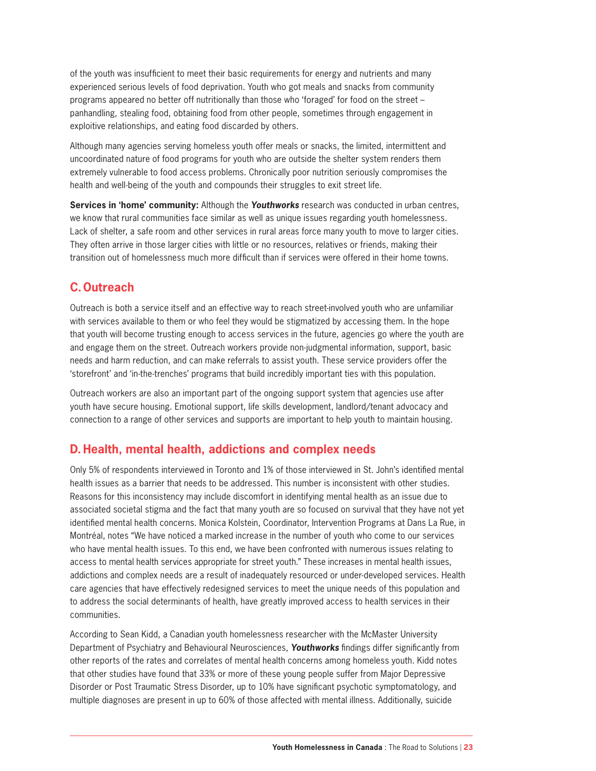of the youth was insufficient to meet their basic requirements for energy and nutrients and many experienced serious levels of food deprivation. Youth who got meals and snacks from community programs appeared no better off nutritionally than those who 'foraged' for food on the street – panhandling, stealing food, obtaining food from other people, sometimes through engagement in exploitive relationships, and eating food discarded by others.

Although many agencies serving homeless youth offer meals or snacks, the limited, intermittent and uncoordinated nature of food programs for youth who are outside the shelter system renders them extremely vulnerable to food access problems. Chronically poor nutrition seriously compromises the health and well-being of the youth and compounds their struggles to exit street life.

**Services in 'home' community:** Although the ***Youthworks*** research was conducted in urban centres, we know that rural communities face similar as well as unique issues regarding youth homelessness. Lack of shelter, a safe room and other services in rural areas force many youth to move to larger cities. They often arrive in those larger cities with little or no resources, relatives or friends, making their transition out of homelessness much more difficult than if services were offered in their home towns.

## C. Outreach

Outreach is both a service itself and an effective way to reach street-involved youth who are unfamiliar with services available to them or who feel they would be stigmatized by accessing them. In the hope that youth will become trusting enough to access services in the future, agencies go where the youth are and engage them on the street. Outreach workers provide non-judgmental information, support, basic needs and harm reduction, and can make referrals to assist youth. These service providers offer the 'storefront' and 'in-the-trenches' programs that build incredibly important ties with this population.

Outreach workers are also an important part of the ongoing support system that agencies use after youth have secure housing. Emotional support, life skills development, landlord/tenant advocacy and connection to a range of other services and supports are important to help youth to maintain housing.

## D. Health, mental health, addictions and complex needs

Only 5% of respondents interviewed in Toronto and 1% of those interviewed in St. John's identified mental health issues as a barrier that needs to be addressed. This number is inconsistent with other studies. Reasons for this inconsistency may include discomfort in identifying mental health as an issue due to associated societal stigma and the fact that many youth are so focused on survival that they have not yet identified mental health concerns. Monica Kolstein, Coordinator, Intervention Programs at Dans La Rue, in Montréal, notes "We have noticed a marked increase in the number of youth who come to our services who have mental health issues. To this end, we have been confronted with numerous issues relating to access to mental health services appropriate for street youth." These increases in mental health issues, addictions and complex needs are a result of inadequately resourced or under-developed services. Health care agencies that have effectively redesigned services to meet the unique needs of this population and to address the social determinants of health, have greatly improved access to health services in their communities.

According to Sean Kidd, a Canadian youth homelessness researcher with the McMaster University Department of Psychiatry and Behavioural Neurosciences, ***Youthworks*** findings differ significantly from other reports of the rates and correlates of mental health concerns among homeless youth. Kidd notes that other studies have found that 33% or more of these young people suffer from Major Depressive Disorder or Post Traumatic Stress Disorder, up to 10% have significant psychotic symptomatology, and multiple diagnoses are present in up to 60% of those affected with mental illness. Additionally, suicide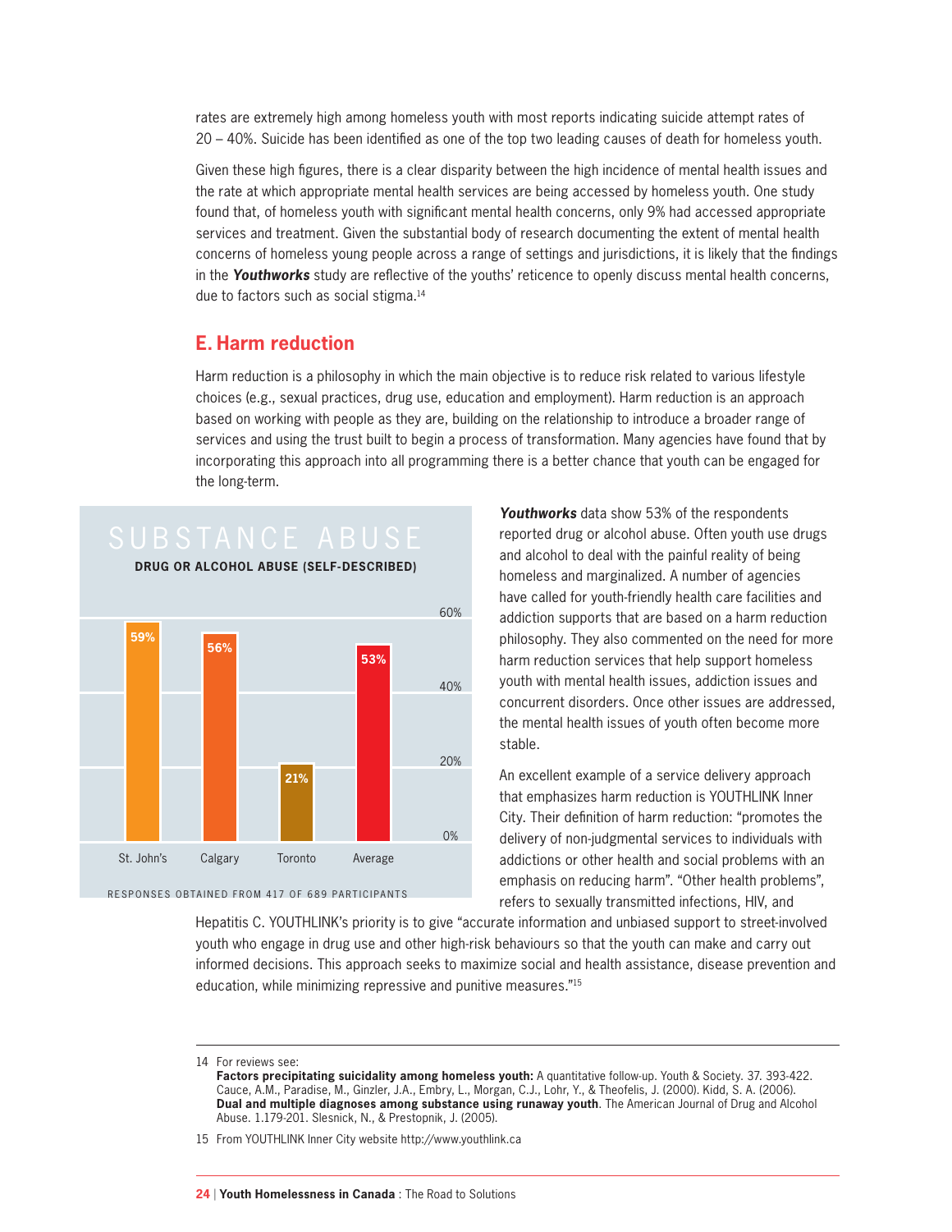rates are extremely high among homeless youth with most reports indicating suicide attempt rates of 20 – 40%. Suicide has been identified as one of the top two leading causes of death for homeless youth.

Given these high figures, there is a clear disparity between the high incidence of mental health issues and the rate at which appropriate mental health services are being accessed by homeless youth. One study found that, of homeless youth with significant mental health concerns, only 9% had accessed appropriate services and treatment. Given the substantial body of research documenting the extent of mental health concerns of homeless young people across a range of settings and jurisdictions, it is likely that the findings in the ***Youthworks*** study are reflective of the youths' reticence to openly discuss mental health concerns, due to factors such as social stigma.[14]

## E. Harm reduction

Harm reduction is a philosophy in which the main objective is to reduce risk related to various lifestyle choices (e.g., sexual practices, drug use, education and employment). Harm reduction is an approach based on working with people as they are, building on the relationship to introduce a broader range of services and using the trust built to begin a process of transformation. Many agencies have found that by incorporating this approach into all programming there is a better chance that youth can be engaged for the long-term.

**SUBSTANCE ABUSE**

**DRUG OR ALCOHOL ABUSE (SELF-DESCRIBED)**

| St. John's | Calgary | Toronto | Average |
|---|---|---|---|
| 59% | 56% | 21% | 53% |

RESPONSES OBTAINED FROM 417 OF 689 PARTICIPANTS

***Youthworks*** data show 53% of the respondents reported drug or alcohol abuse. Often youth use drugs and alcohol to deal with the painful reality of being homeless and marginalized. A number of agencies have called for youth-friendly health care facilities and addiction supports that are based on a harm reduction philosophy. They also commented on the need for more harm reduction services that help support homeless youth with mental health issues, addiction issues and concurrent disorders. Once other issues are addressed, the mental health issues of youth often become more stable.

An excellent example of a service delivery approach that emphasizes harm reduction is YOUTHLINK Inner City. Their definition of harm reduction: "promotes the delivery of non-judgmental services to individuals with addictions or other health and social problems with an emphasis on reducing harm". "Other health problems", refers to sexually transmitted infections, HIV, and Hepatitis C. YOUTHLINK's priority is to give "accurate information and unbiased support to street-involved youth who engage in drug use and other high-risk behaviours so that the youth can make and carry out informed decisions. This approach seeks to maximize social and health assistance, disease prevention and education, while minimizing repressive and punitive measures."[15]

---

14 For reviews see:
**Factors precipitating suicidality among homeless youth:** A quantitative follow-up. Youth & Society. 37. 393-422. Cauce, A.M., Paradise, M., Ginzler, J.A., Embry, L., Morgan, C.J., Lohr, Y., & Theofelis, J. (2000). Kidd, S. A. (2006).
**Dual and multiple diagnoses among substance using runaway youth**. The American Journal of Drug and Alcohol Abuse. 1.179-201. Slesnick, N., & Prestopnik, J. (2005).

15 From YOUTHLINK Inner City website http://www.youthlink.ca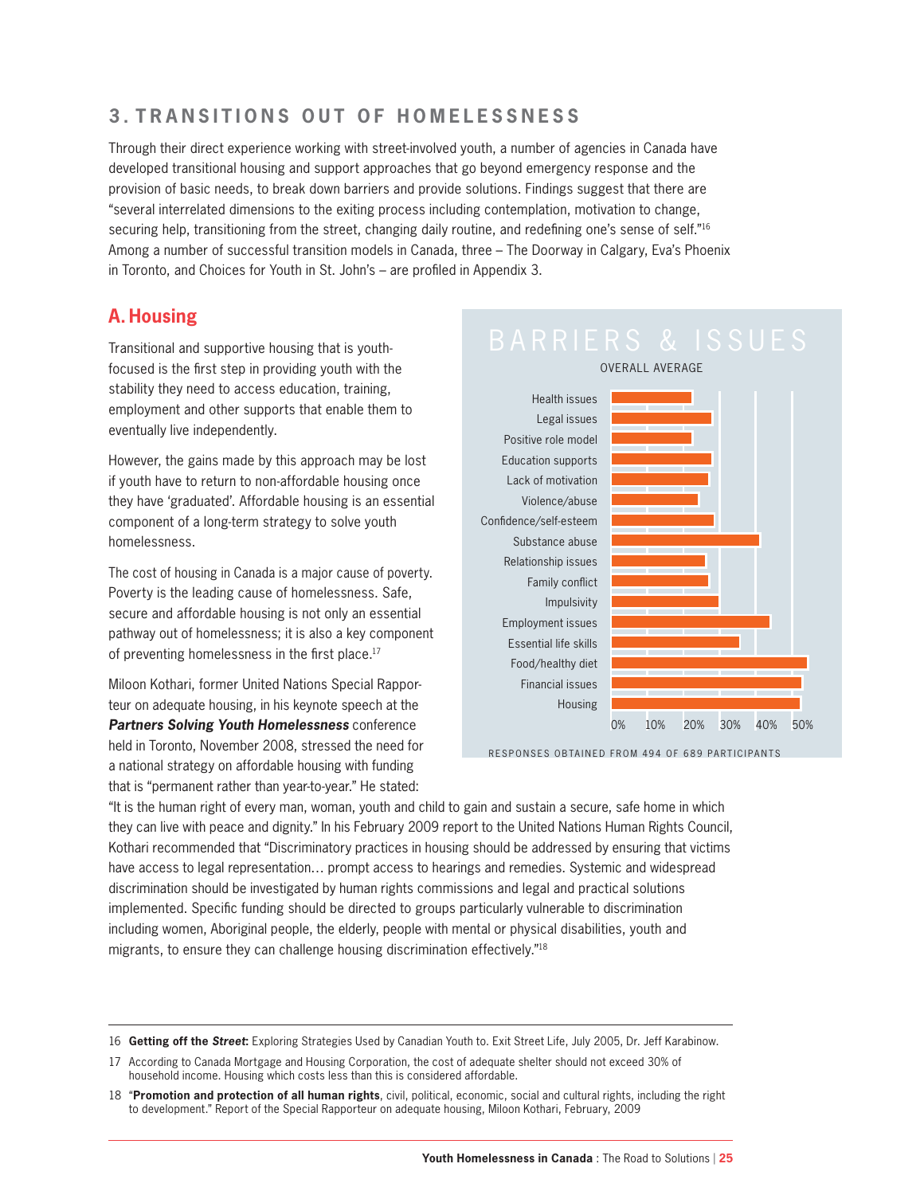## 3. TRANSITIONS OUT OF HOMELESSNESS

Through their direct experience working with street-involved youth, a number of agencies in Canada have developed transitional housing and support approaches that go beyond emergency response and the provision of basic needs, to break down barriers and provide solutions. Findings suggest that there are "several interrelated dimensions to the exiting process including contemplation, motivation to change, securing help, transitioning from the street, changing daily routine, and redefining one's sense of self."[16] Among a number of successful transition models in Canada, three – The Doorway in Calgary, Eva's Phoenix in Toronto, and Choices for Youth in St. John's – are profiled in Appendix 3.

### A. Housing

Transitional and supportive housing that is youth-focused is the first step in providing youth with the stability they need to access education, training, employment and other supports that enable them to eventually live independently.

However, the gains made by this approach may be lost if youth have to return to non-affordable housing once they have 'graduated'. Affordable housing is an essential component of a long-term strategy to solve youth homelessness.

The cost of housing in Canada is a major cause of poverty. Poverty is the leading cause of homelessness. Safe, secure and affordable housing is not only an essential pathway out of homelessness; it is also a key component of preventing homelessness in the first place.[17]

**BARRIERS & ISSUES**

OVERALL AVERAGE

| Barrier/Issue |
|---|
| Health issues |
| Legal issues |
| Positive role model |
| Education supports |
| Lack of motivation |
| Violence/abuse |
| Confidence/self-esteem |
| Substance abuse |
| Relationship issues |
| Family conflict |
| Impulsivity |
| Employment issues |
| Essential life skills |
| Food/healthy diet |
| Financial issues |
| Housing |

0% 10% 20% 30% 40% 50%

RESPONSES OBTAINED FROM 494 OF 689 PARTICIPANTS

Miloon Kothari, former United Nations Special Rapporteur on adequate housing, in his keynote speech at the ***Partners Solving Youth Homelessness*** conference held in Toronto, November 2008, stressed the need for a national strategy on affordable housing with funding that is "permanent rather than year-to-year." He stated: "It is the human right of every man, woman, youth and child to gain and sustain a secure, safe home in which they can live with peace and dignity." In his February 2009 report to the United Nations Human Rights Council, Kothari recommended that "Discriminatory practices in housing should be addressed by ensuring that victims have access to legal representation… prompt access to hearings and remedies. Systemic and widespread discrimination should be investigated by human rights commissions and legal and practical solutions implemented. Specific funding should be directed to groups particularly vulnerable to discrimination including women, Aboriginal people, the elderly, people with mental or physical disabilities, youth and migrants, to ensure they can challenge housing discrimination effectively."[18]

---

16 **Getting off the *Street*:** Exploring Strategies Used by Canadian Youth to. Exit Street Life, July 2005, Dr. Jeff Karabinow.

17 According to Canada Mortgage and Housing Corporation, the cost of adequate shelter should not exceed 30% of household income. Housing which costs less than this is considered affordable.

18 "**Promotion and protection of all human rights**, civil, political, economic, social and cultural rights, including the right to development." Report of the Special Rapporteur on adequate housing, Miloon Kothari, February, 2009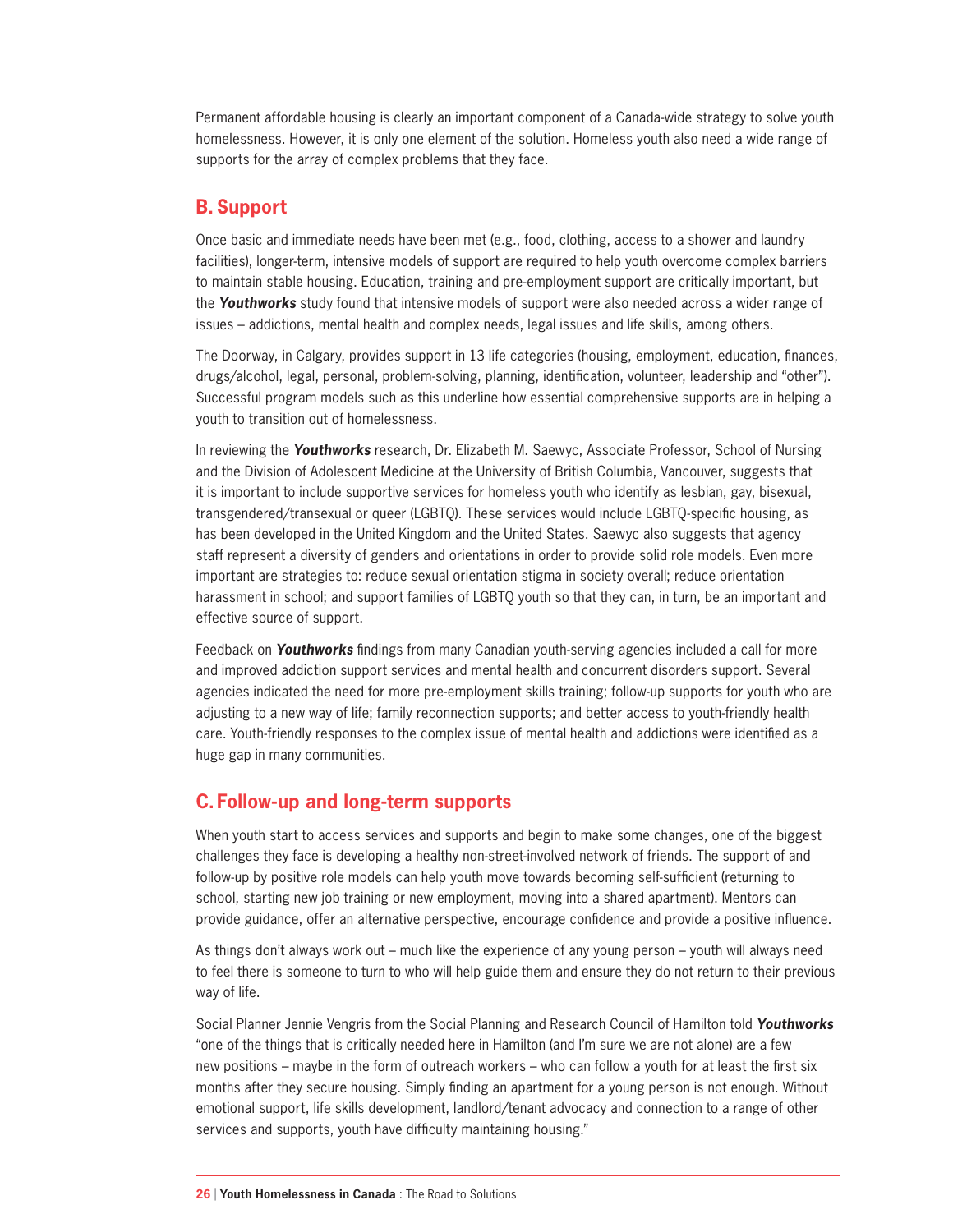Permanent affordable housing is clearly an important component of a Canada-wide strategy to solve youth homelessness. However, it is only one element of the solution. Homeless youth also need a wide range of supports for the array of complex problems that they face.

## B. Support

Once basic and immediate needs have been met (e.g., food, clothing, access to a shower and laundry facilities), longer-term, intensive models of support are required to help youth overcome complex barriers to maintain stable housing. Education, training and pre-employment support are critically important, but the ***Youthworks*** study found that intensive models of support were also needed across a wider range of issues – addictions, mental health and complex needs, legal issues and life skills, among others.

The Doorway, in Calgary, provides support in 13 life categories (housing, employment, education, finances, drugs/alcohol, legal, personal, problem-solving, planning, identification, volunteer, leadership and "other"). Successful program models such as this underline how essential comprehensive supports are in helping a youth to transition out of homelessness.

In reviewing the ***Youthworks*** research, Dr. Elizabeth M. Saewyc, Associate Professor, School of Nursing and the Division of Adolescent Medicine at the University of British Columbia, Vancouver, suggests that it is important to include supportive services for homeless youth who identify as lesbian, gay, bisexual, transgendered/transexual or queer (LGBTQ). These services would include LGBTQ-specific housing, as has been developed in the United Kingdom and the United States. Saewyc also suggests that agency staff represent a diversity of genders and orientations in order to provide solid role models. Even more important are strategies to: reduce sexual orientation stigma in society overall; reduce orientation harassment in school; and support families of LGBTQ youth so that they can, in turn, be an important and effective source of support.

Feedback on ***Youthworks*** findings from many Canadian youth-serving agencies included a call for more and improved addiction support services and mental health and concurrent disorders support. Several agencies indicated the need for more pre-employment skills training; follow-up supports for youth who are adjusting to a new way of life; family reconnection supports; and better access to youth-friendly health care. Youth-friendly responses to the complex issue of mental health and addictions were identified as a huge gap in many communities.

## C. Follow-up and long-term supports

When youth start to access services and supports and begin to make some changes, one of the biggest challenges they face is developing a healthy non-street-involved network of friends. The support of and follow-up by positive role models can help youth move towards becoming self-sufficient (returning to school, starting new job training or new employment, moving into a shared apartment). Mentors can provide guidance, offer an alternative perspective, encourage confidence and provide a positive influence.

As things don't always work out – much like the experience of any young person – youth will always need to feel there is someone to turn to who will help guide them and ensure they do not return to their previous way of life.

Social Planner Jennie Vengris from the Social Planning and Research Council of Hamilton told ***Youthworks*** "one of the things that is critically needed here in Hamilton (and I'm sure we are not alone) are a few new positions – maybe in the form of outreach workers – who can follow a youth for at least the first six months after they secure housing. Simply finding an apartment for a young person is not enough. Without emotional support, life skills development, landlord/tenant advocacy and connection to a range of other services and supports, youth have difficulty maintaining housing."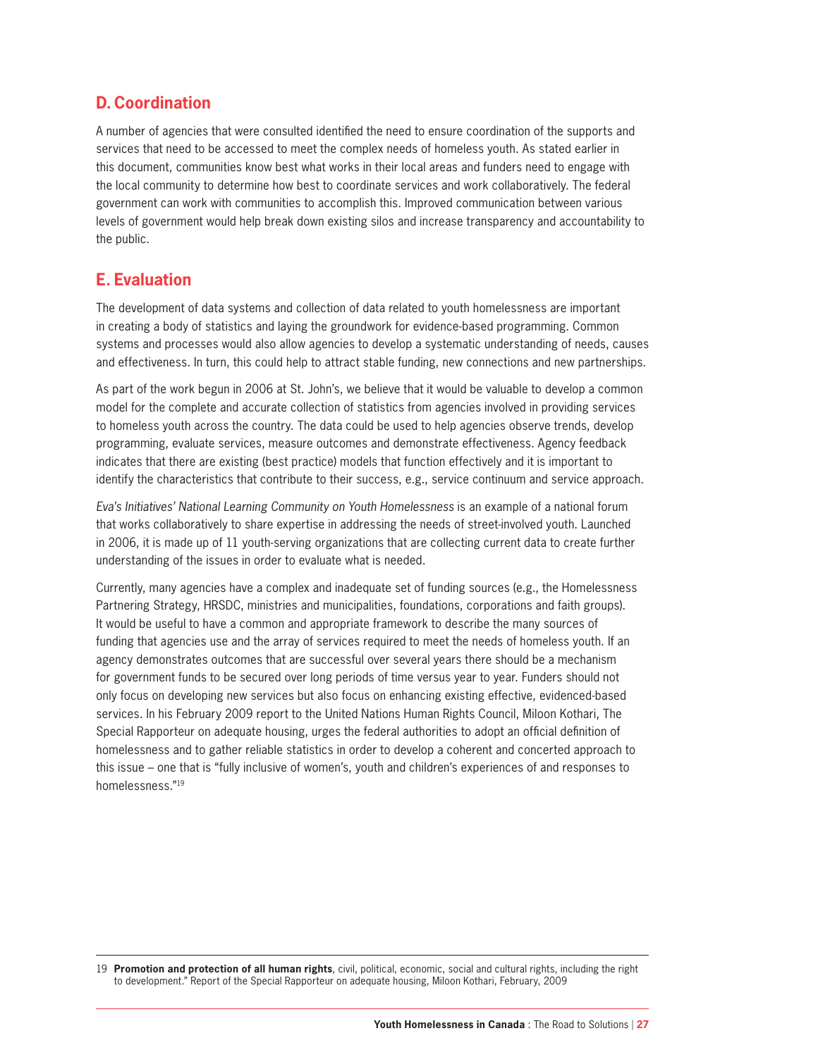## D. Coordination

A number of agencies that were consulted identified the need to ensure coordination of the supports and services that need to be accessed to meet the complex needs of homeless youth. As stated earlier in this document, communities know best what works in their local areas and funders need to engage with the local community to determine how best to coordinate services and work collaboratively. The federal government can work with communities to accomplish this. Improved communication between various levels of government would help break down existing silos and increase transparency and accountability to the public.

## E. Evaluation

The development of data systems and collection of data related to youth homelessness are important in creating a body of statistics and laying the groundwork for evidence-based programming. Common systems and processes would also allow agencies to develop a systematic understanding of needs, causes and effectiveness. In turn, this could help to attract stable funding, new connections and new partnerships.

As part of the work begun in 2006 at St. John's, we believe that it would be valuable to develop a common model for the complete and accurate collection of statistics from agencies involved in providing services to homeless youth across the country. The data could be used to help agencies observe trends, develop programming, evaluate services, measure outcomes and demonstrate effectiveness. Agency feedback indicates that there are existing (best practice) models that function effectively and it is important to identify the characteristics that contribute to their success, e.g., service continuum and service approach.

*Eva's Initiatives' National Learning Community on Youth Homelessness* is an example of a national forum that works collaboratively to share expertise in addressing the needs of street-involved youth. Launched in 2006, it is made up of 11 youth-serving organizations that are collecting current data to create further understanding of the issues in order to evaluate what is needed.

Currently, many agencies have a complex and inadequate set of funding sources (e.g., the Homelessness Partnering Strategy, HRSDC, ministries and municipalities, foundations, corporations and faith groups). It would be useful to have a common and appropriate framework to describe the many sources of funding that agencies use and the array of services required to meet the needs of homeless youth. If an agency demonstrates outcomes that are successful over several years there should be a mechanism for government funds to be secured over long periods of time versus year to year. Funders should not only focus on developing new services but also focus on enhancing existing effective, evidenced-based services. In his February 2009 report to the United Nations Human Rights Council, Miloon Kothari, The Special Rapporteur on adequate housing, urges the federal authorities to adopt an official definition of homelessness and to gather reliable statistics in order to develop a coherent and concerted approach to this issue – one that is "fully inclusive of women's, youth and children's experiences of and responses to homelessness."[19]

---

19 **Promotion and protection of all human rights**, civil, political, economic, social and cultural rights, including the right to development." Report of the Special Rapporteur on adequate housing, Miloon Kothari, February, 2009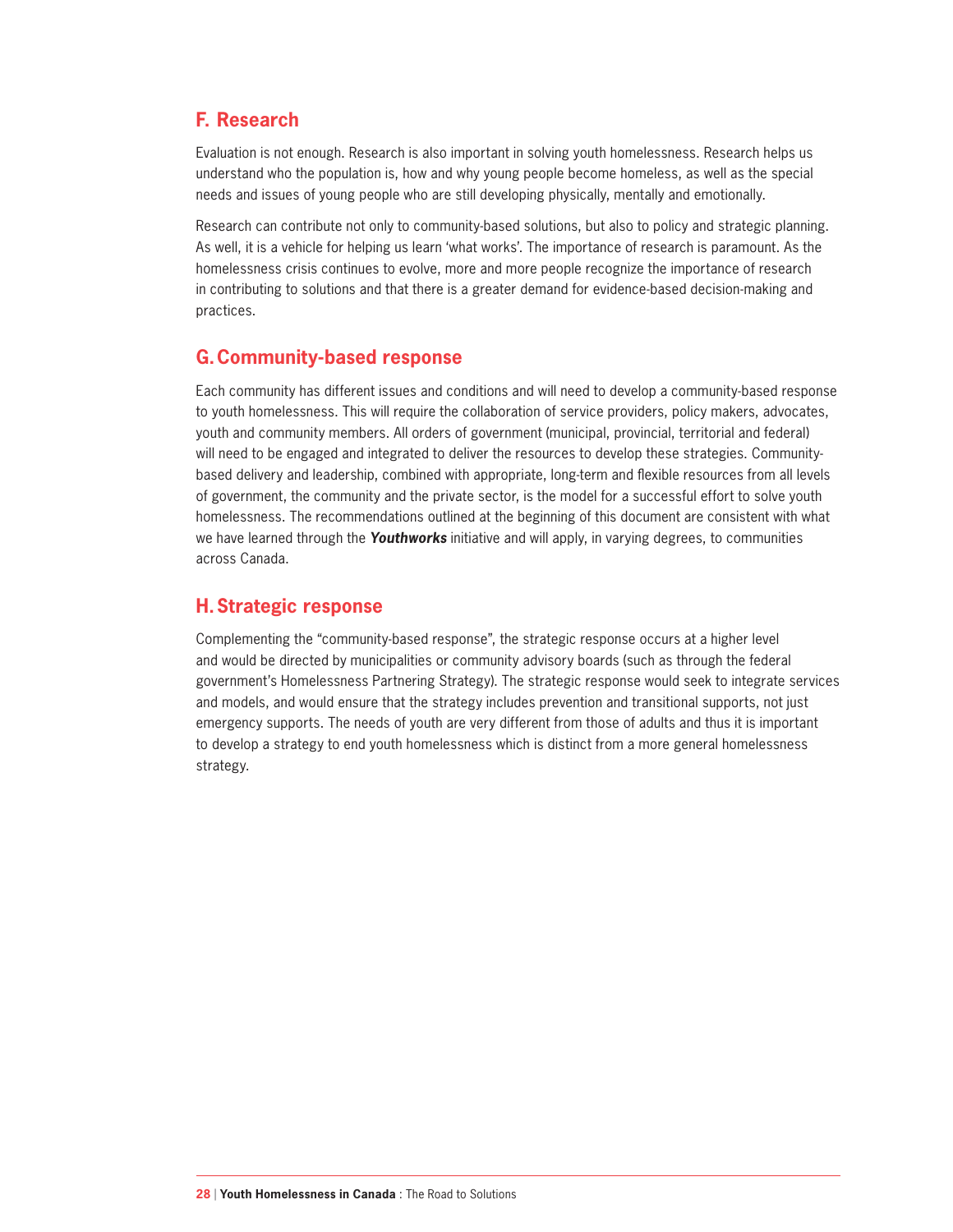## F. Research

Evaluation is not enough. Research is also important in solving youth homelessness. Research helps us understand who the population is, how and why young people become homeless, as well as the special needs and issues of young people who are still developing physically, mentally and emotionally.

Research can contribute not only to community-based solutions, but also to policy and strategic planning. As well, it is a vehicle for helping us learn 'what works'. The importance of research is paramount. As the homelessness crisis continues to evolve, more and more people recognize the importance of research in contributing to solutions and that there is a greater demand for evidence-based decision-making and practices.

## G. Community-based response

Each community has different issues and conditions and will need to develop a community-based response to youth homelessness. This will require the collaboration of service providers, policy makers, advocates, youth and community members. All orders of government (municipal, provincial, territorial and federal) will need to be engaged and integrated to deliver the resources to develop these strategies. Community-based delivery and leadership, combined with appropriate, long-term and flexible resources from all levels of government, the community and the private sector, is the model for a successful effort to solve youth homelessness. The recommendations outlined at the beginning of this document are consistent with what we have learned through the ***Youthworks*** initiative and will apply, in varying degrees, to communities across Canada.

## H. Strategic response

Complementing the "community-based response", the strategic response occurs at a higher level and would be directed by municipalities or community advisory boards (such as through the federal government's Homelessness Partnering Strategy). The strategic response would seek to integrate services and models, and would ensure that the strategy includes prevention and transitional supports, not just emergency supports. The needs of youth are very different from those of adults and thus it is important to develop a strategy to end youth homelessness which is distinct from a more general homelessness strategy.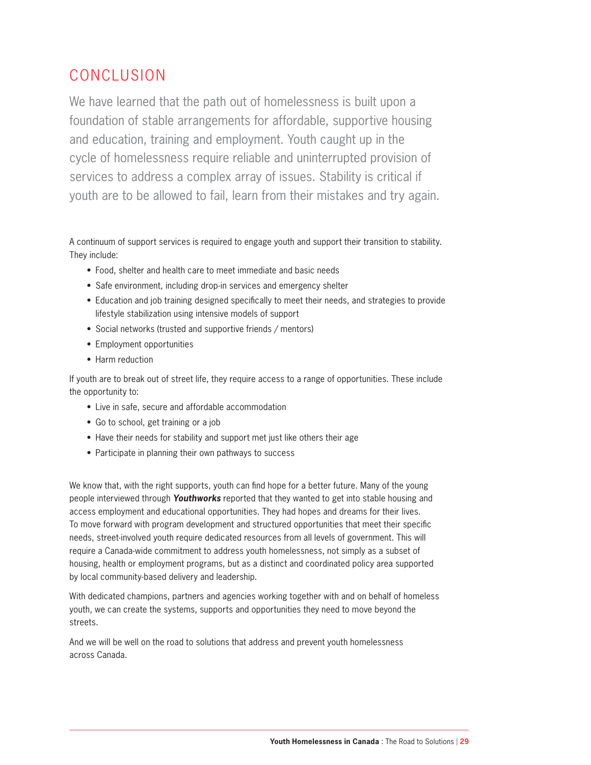# CONCLUSION

We have learned that the path out of homelessness is built upon a foundation of stable arrangements for affordable, supportive housing and education, training and employment. Youth caught up in the cycle of homelessness require reliable and uninterrupted provision of services to address a complex array of issues. Stability is critical if youth are to be allowed to fail, learn from their mistakes and try again.

A continuum of support services is required to engage youth and support their transition to stability. They include:

- Food, shelter and health care to meet immediate and basic needs
- Safe environment, including drop-in services and emergency shelter
- Education and job training designed specifically to meet their needs, and strategies to provide lifestyle stabilization using intensive models of support
- Social networks (trusted and supportive friends / mentors)
- Employment opportunities
- Harm reduction

If youth are to break out of street life, they require access to a range of opportunities. These include the opportunity to:

- Live in safe, secure and affordable accommodation
- Go to school, get training or a job
- Have their needs for stability and support met just like others their age
- Participate in planning their own pathways to success

We know that, with the right supports, youth can find hope for a better future. Many of the young people interviewed through ***Youthworks*** reported that they wanted to get into stable housing and access employment and educational opportunities. They had hopes and dreams for their lives. To move forward with program development and structured opportunities that meet their specific needs, street-involved youth require dedicated resources from all levels of government. This will require a Canada-wide commitment to address youth homelessness, not simply as a subset of housing, health or employment programs, but as a distinct and coordinated policy area supported by local community-based delivery and leadership.

With dedicated champions, partners and agencies working together with and on behalf of homeless youth, we can create the systems, supports and opportunities they need to move beyond the streets.

And we will be well on the road to solutions that address and prevent youth homelessness across Canada.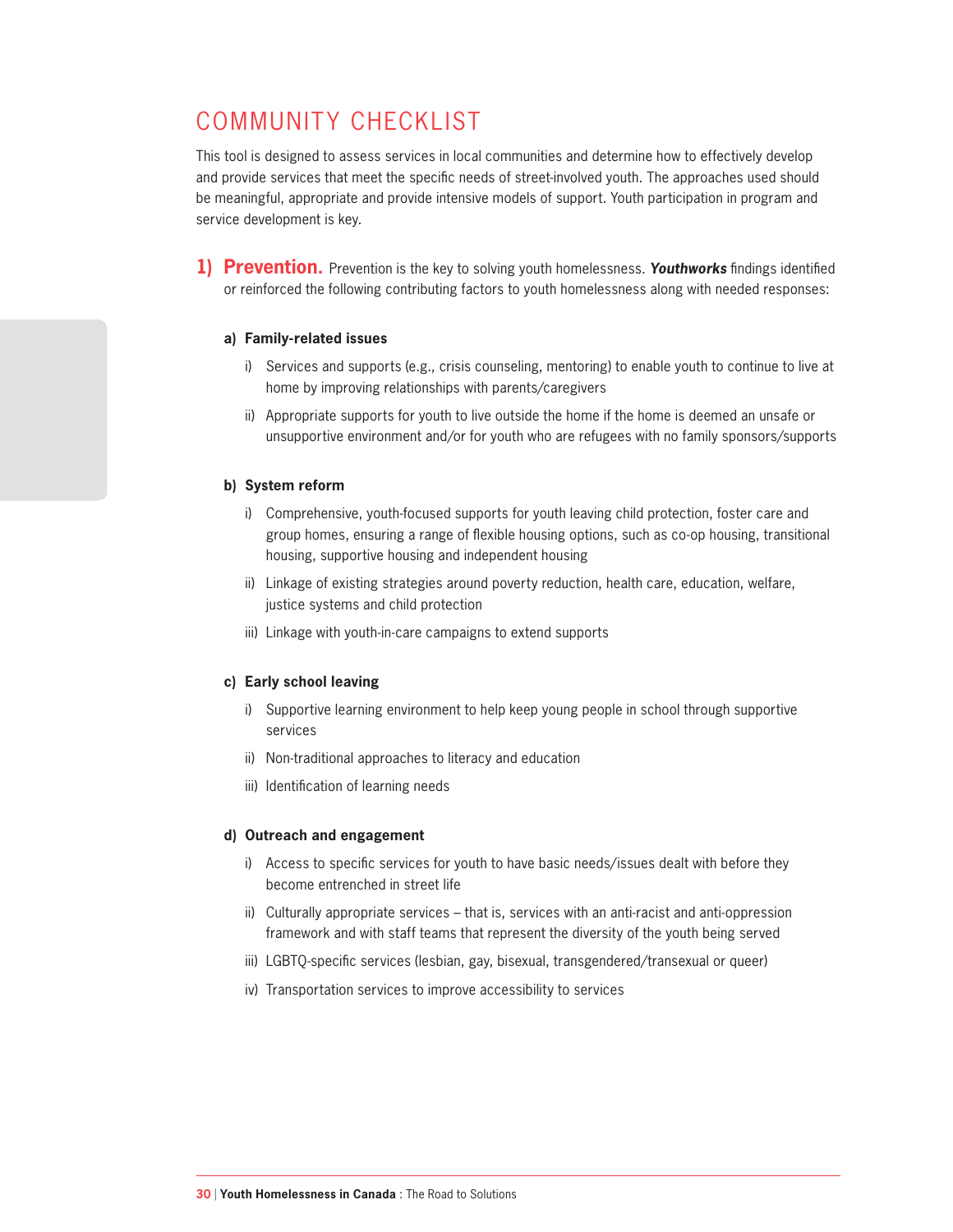# COMMUNITY CHECKLIST

This tool is designed to assess services in local communities and determine how to effectively develop and provide services that meet the specific needs of street-involved youth. The approaches used should be meaningful, appropriate and provide intensive models of support. Youth participation in program and service development is key.

## 1) Prevention.

Prevention is the key to solving youth homelessness. ***Youthworks*** findings identified or reinforced the following contributing factors to youth homelessness along with needed responses:

**a) Family-related issues**

i) Services and supports (e.g., crisis counseling, mentoring) to enable youth to continue to live at home by improving relationships with parents/caregivers

ii) Appropriate supports for youth to live outside the home if the home is deemed an unsafe or unsupportive environment and/or for youth who are refugees with no family sponsors/supports

**b) System reform**

i) Comprehensive, youth-focused supports for youth leaving child protection, foster care and group homes, ensuring a range of flexible housing options, such as co-op housing, transitional housing, supportive housing and independent housing

ii) Linkage of existing strategies around poverty reduction, health care, education, welfare, justice systems and child protection

iii) Linkage with youth-in-care campaigns to extend supports

**c) Early school leaving**

i) Supportive learning environment to help keep young people in school through supportive services

ii) Non-traditional approaches to literacy and education

iii) Identification of learning needs

**d) Outreach and engagement**

i) Access to specific services for youth to have basic needs/issues dealt with before they become entrenched in street life

ii) Culturally appropriate services – that is, services with an anti-racist and anti-oppression framework and with staff teams that represent the diversity of the youth being served

iii) LGBTQ-specific services (lesbian, gay, bisexual, transgendered/transexual or queer)

iv) Transportation services to improve accessibility to services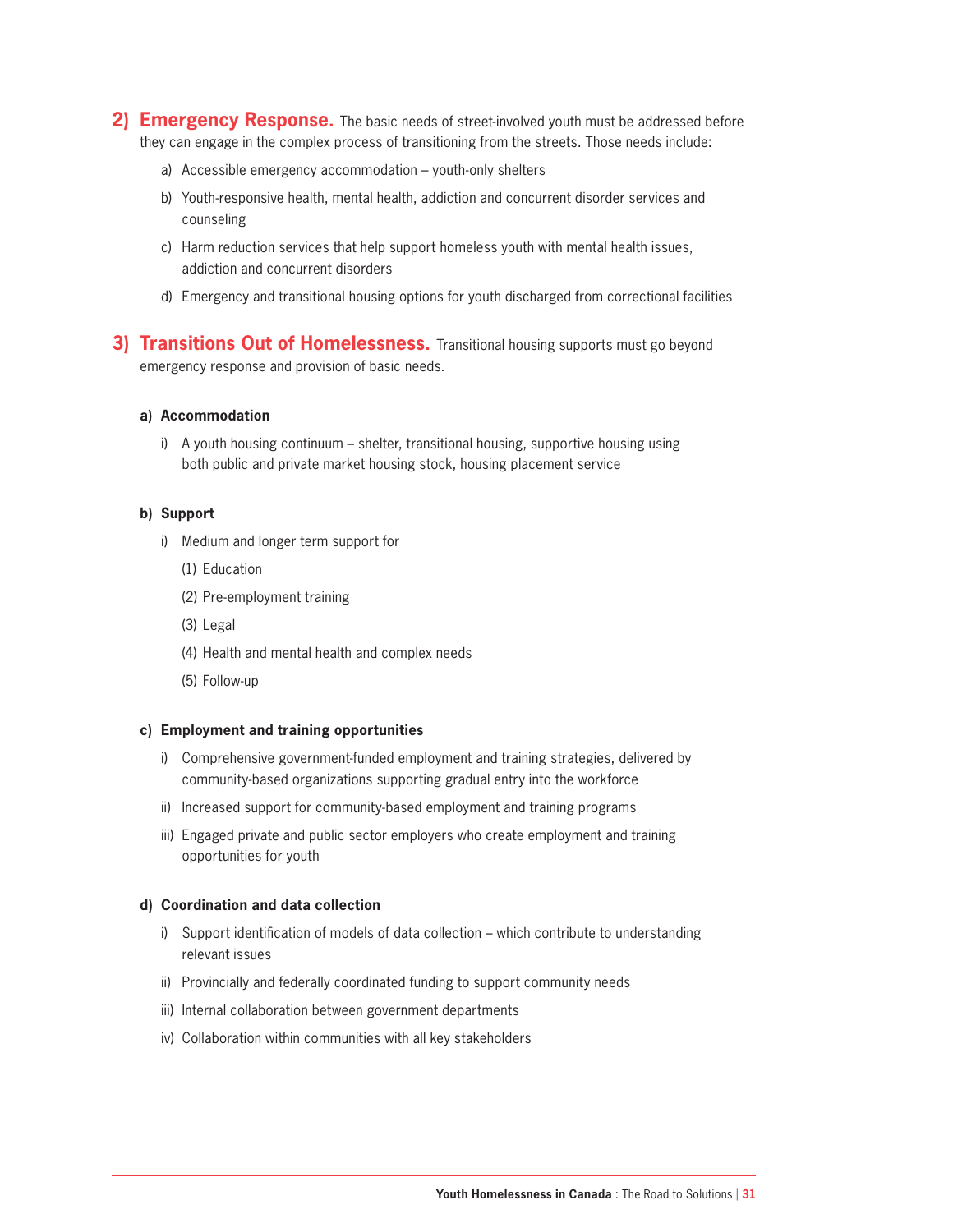**2) Emergency Response.** The basic needs of street-involved youth must be addressed before they can engage in the complex process of transitioning from the streets. Those needs include:

a) Accessible emergency accommodation – youth-only shelters

b) Youth-responsive health, mental health, addiction and concurrent disorder services and counseling

c) Harm reduction services that help support homeless youth with mental health issues, addiction and concurrent disorders

d) Emergency and transitional housing options for youth discharged from correctional facilities

**3) Transitions Out of Homelessness.** Transitional housing supports must go beyond emergency response and provision of basic needs.

**a) Accommodation**

i) A youth housing continuum – shelter, transitional housing, supportive housing using both public and private market housing stock, housing placement service

**b) Support**

i) Medium and longer term support for

(1) Education

(2) Pre-employment training

(3) Legal

(4) Health and mental health and complex needs

(5) Follow-up

**c) Employment and training opportunities**

i) Comprehensive government-funded employment and training strategies, delivered by community-based organizations supporting gradual entry into the workforce

ii) Increased support for community-based employment and training programs

iii) Engaged private and public sector employers who create employment and training opportunities for youth

**d) Coordination and data collection**

i) Support identification of models of data collection – which contribute to understanding relevant issues

ii) Provincially and federally coordinated funding to support community needs

iii) Internal collaboration between government departments

iv) Collaboration within communities with all key stakeholders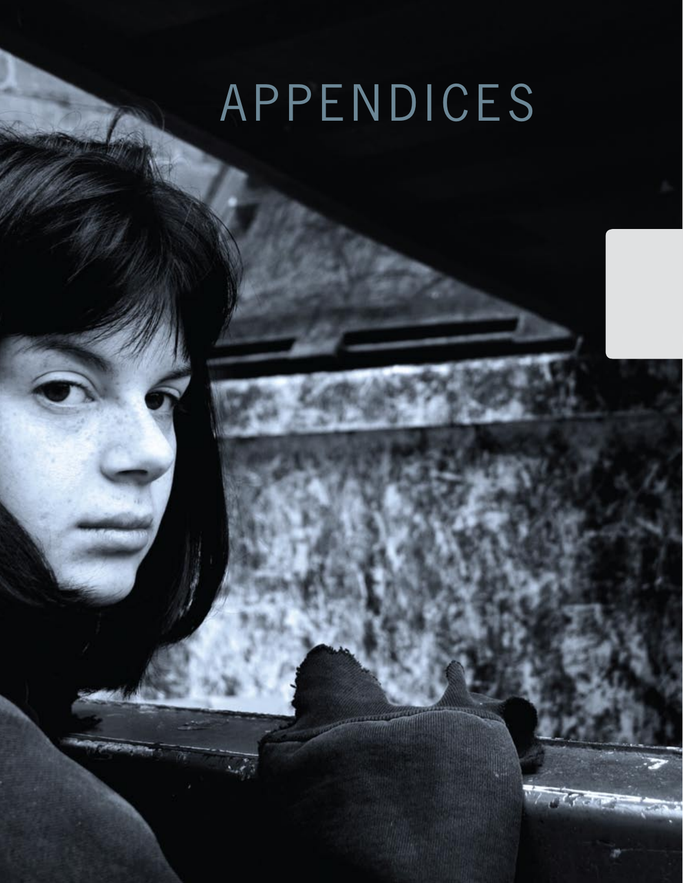# APPENDICES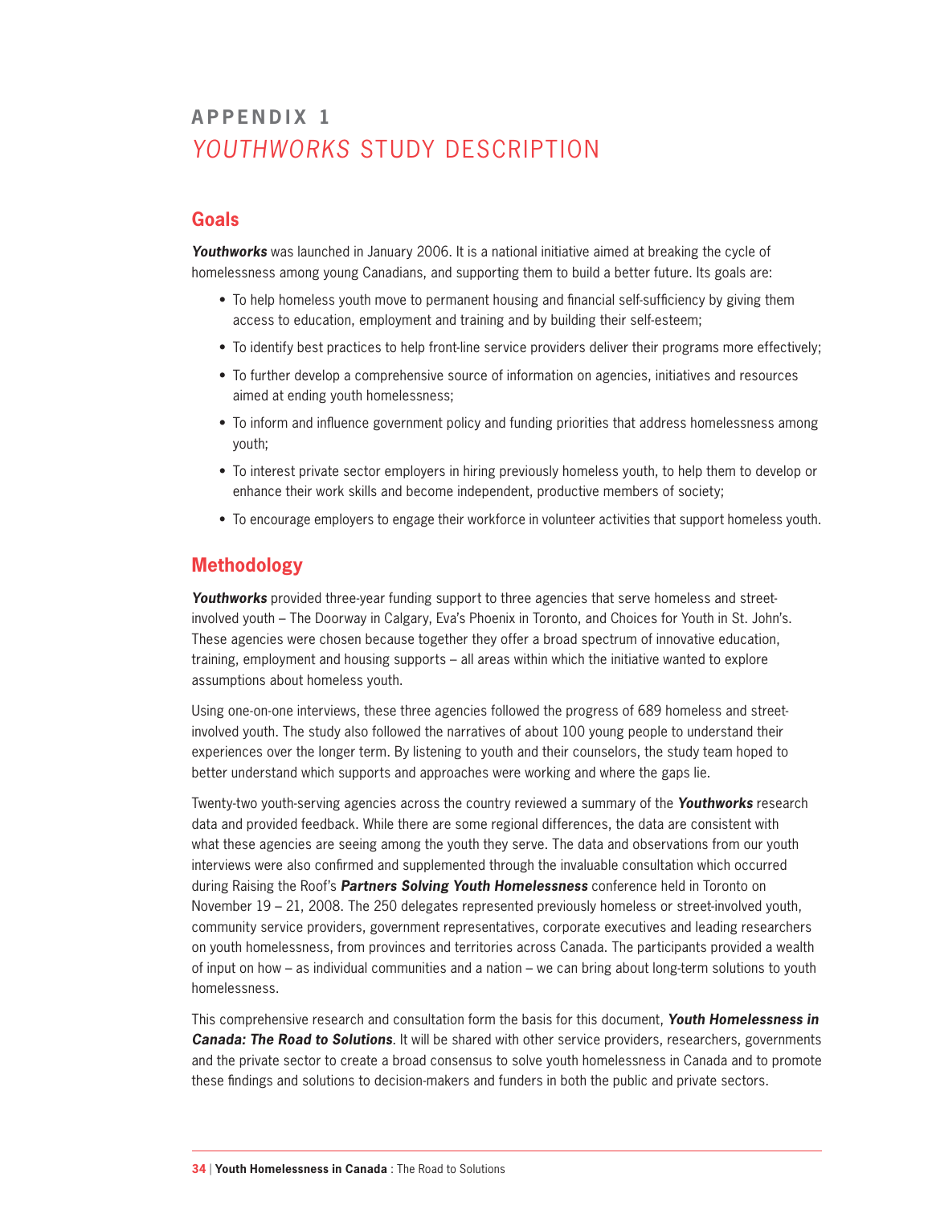# APPENDIX 1
# *YOUTHWORKS* STUDY DESCRIPTION

## Goals

***Youthworks*** was launched in January 2006. It is a national initiative aimed at breaking the cycle of homelessness among young Canadians, and supporting them to build a better future. Its goals are:

- To help homeless youth move to permanent housing and financial self-sufficiency by giving them access to education, employment and training and by building their self-esteem;
- To identify best practices to help front-line service providers deliver their programs more effectively;
- To further develop a comprehensive source of information on agencies, initiatives and resources aimed at ending youth homelessness;
- To inform and influence government policy and funding priorities that address homelessness among youth;
- To interest private sector employers in hiring previously homeless youth, to help them to develop or enhance their work skills and become independent, productive members of society;
- To encourage employers to engage their workforce in volunteer activities that support homeless youth.

## Methodology

***Youthworks*** provided three-year funding support to three agencies that serve homeless and street-involved youth – The Doorway in Calgary, Eva's Phoenix in Toronto, and Choices for Youth in St. John's. These agencies were chosen because together they offer a broad spectrum of innovative education, training, employment and housing supports – all areas within which the initiative wanted to explore assumptions about homeless youth.

Using one-on-one interviews, these three agencies followed the progress of 689 homeless and street-involved youth. The study also followed the narratives of about 100 young people to understand their experiences over the longer term. By listening to youth and their counselors, the study team hoped to better understand which supports and approaches were working and where the gaps lie.

Twenty-two youth-serving agencies across the country reviewed a summary of the ***Youthworks*** research data and provided feedback. While there are some regional differences, the data are consistent with what these agencies are seeing among the youth they serve. The data and observations from our youth interviews were also confirmed and supplemented through the invaluable consultation which occurred during Raising the Roof's ***Partners Solving Youth Homelessness*** conference held in Toronto on November 19 – 21, 2008. The 250 delegates represented previously homeless or street-involved youth, community service providers, government representatives, corporate executives and leading researchers on youth homelessness, from provinces and territories across Canada. The participants provided a wealth of input on how – as individual communities and a nation – we can bring about long-term solutions to youth homelessness.

This comprehensive research and consultation form the basis for this document, ***Youth Homelessness in Canada: The Road to Solutions***. It will be shared with other service providers, researchers, governments and the private sector to create a broad consensus to solve youth homelessness in Canada and to promote these findings and solutions to decision-makers and funders in both the public and private sectors.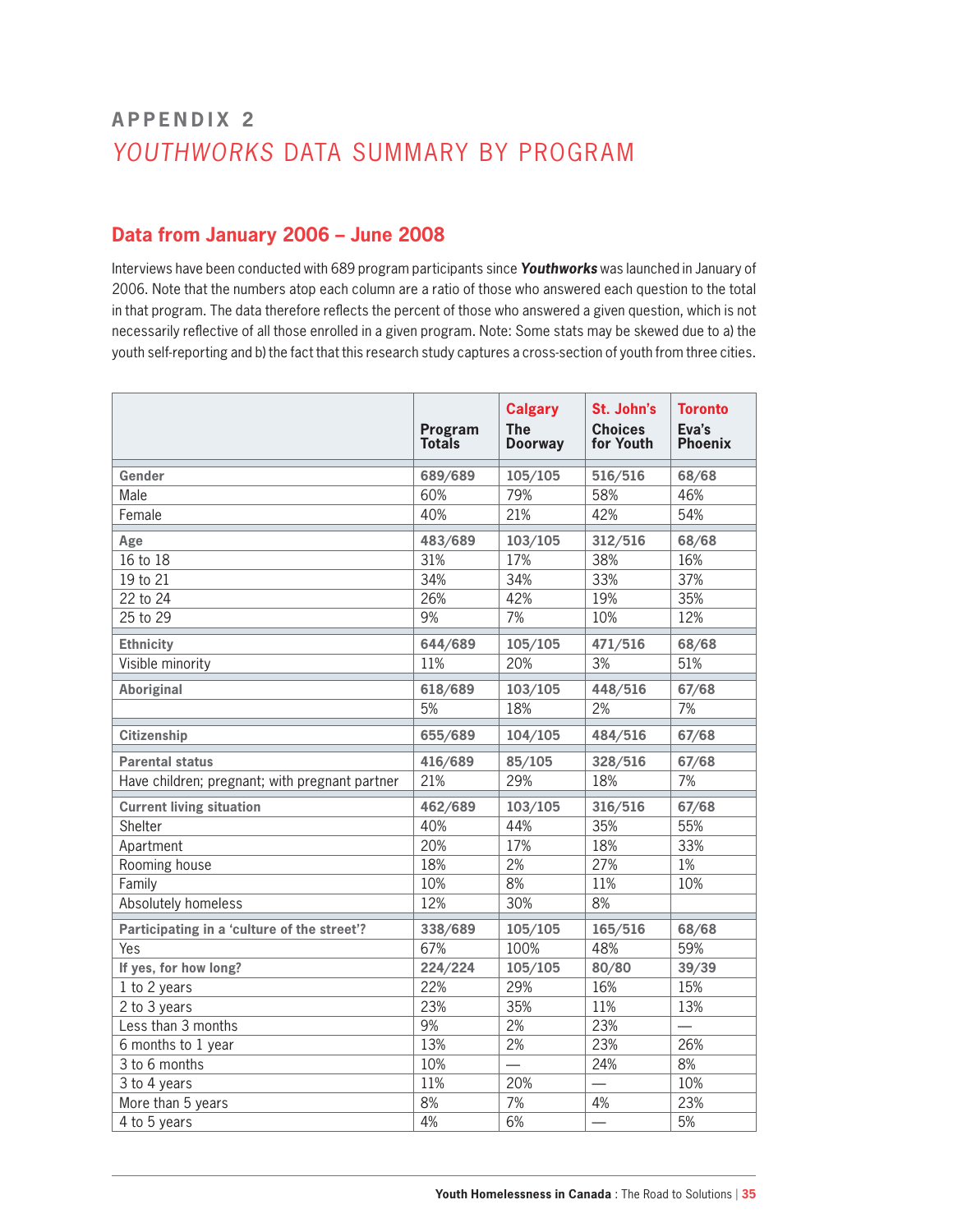## APPENDIX 2

# *YOUTHWORKS* DATA SUMMARY BY PROGRAM

### Data from January 2006 – June 2008

Interviews have been conducted with 689 program participants since ***Youthworks*** was launched in January of 2006. Note that the numbers atop each column are a ratio of those who answered each question to the total in that program. The data therefore reflects the percent of those who answered a given question, which is not necessarily reflective of all those enrolled in a given program. Note: Some stats may be skewed due to a) the youth self-reporting and b) the fact that this research study captures a cross-section of youth from three cities.

| | Program Totals | Calgary The Doorway | St. John's Choices for Youth | Toronto Eva's Phoenix |
|---|---|---|---|---|
| **Gender** | **689/689** | **105/105** | **516/516** | **68/68** |
| Male | 60% | 79% | 58% | 46% |
| Female | 40% | 21% | 42% | 54% |
| **Age** | **483/689** | **103/105** | **312/516** | **68/68** |
| 16 to 18 | 31% | 17% | 38% | 16% |
| 19 to 21 | 34% | 34% | 33% | 37% |
| 22 to 24 | 26% | 42% | 19% | 35% |
| 25 to 29 | 9% | 7% | 10% | 12% |
| **Ethnicity** | **644/689** | **105/105** | **471/516** | **68/68** |
| Visible minority | 11% | 20% | 3% | 51% |
| **Aboriginal** | **618/689** | **103/105** | **448/516** | **67/68** |
| | 5% | 18% | 2% | 7% |
| **Citizenship** | **655/689** | **104/105** | **484/516** | **67/68** |
| **Parental status** | **416/689** | **85/105** | **328/516** | **67/68** |
| Have children; pregnant; with pregnant partner | 21% | 29% | 18% | 7% |
| **Current living situation** | **462/689** | **103/105** | **316/516** | **67/68** |
| Shelter | 40% | 44% | 35% | 55% |
| Apartment | 20% | 17% | 18% | 33% |
| Rooming house | 18% | 2% | 27% | 1% |
| Family | 10% | 8% | 11% | 10% |
| Absolutely homeless | 12% | 30% | 8% | |
| **Participating in a 'culture of the street'?** | **338/689** | **105/105** | **165/516** | **68/68** |
| Yes | 67% | 100% | 48% | 59% |
| **If yes, for how long?** | **224/224** | **105/105** | **80/80** | **39/39** |
| 1 to 2 years | 22% | 29% | 16% | 15% |
| 2 to 3 years | 23% | 35% | 11% | 13% |
| Less than 3 months | 9% | 2% | 23% | — |
| 6 months to 1 year | 13% | 2% | 23% | 26% |
| 3 to 6 months | 10% | — | 24% | 8% |
| 3 to 4 years | 11% | 20% | — | 10% |
| More than 5 years | 8% | 7% | 4% | 23% |
| 4 to 5 years | 4% | 6% | — | 5% |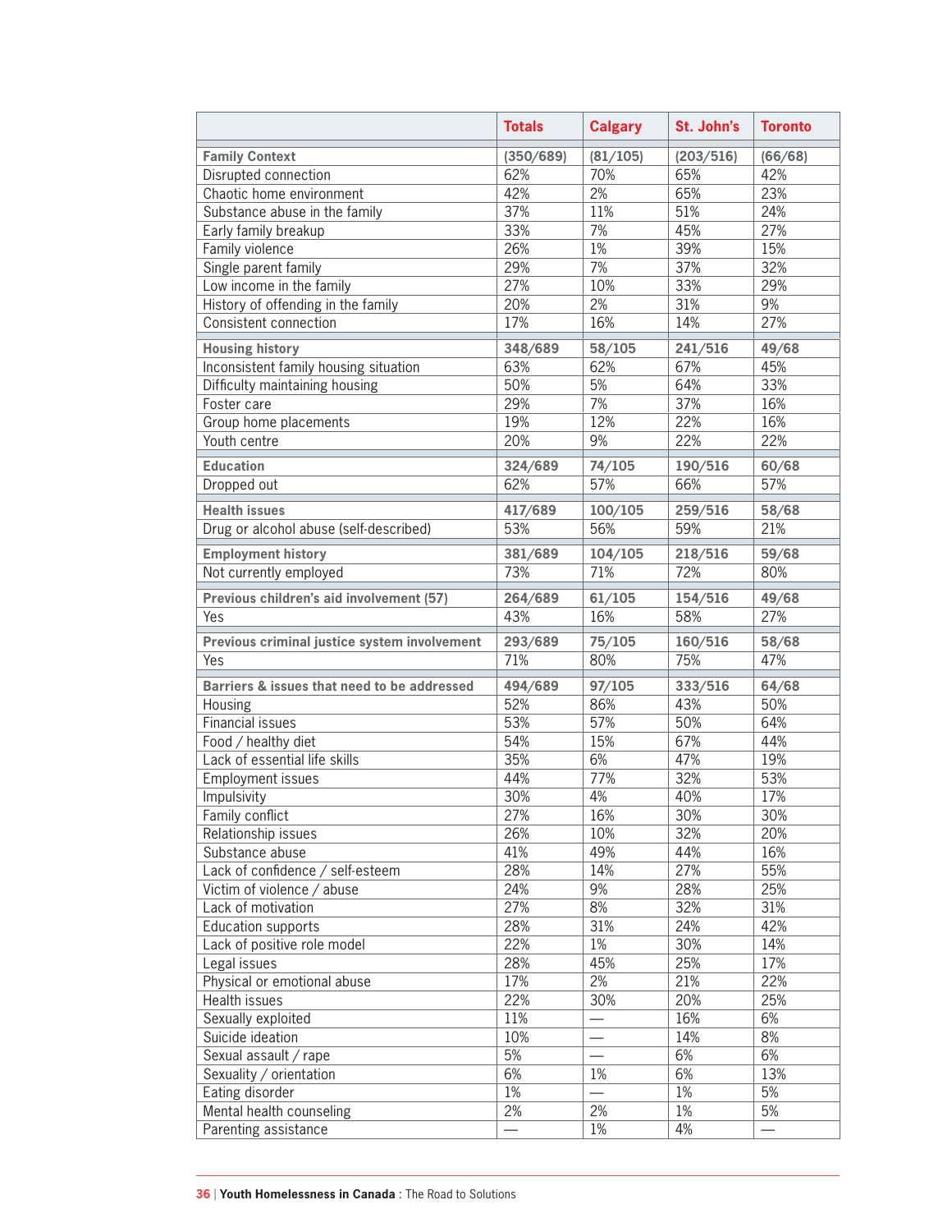| | Totals | Calgary | St. John's | Toronto |
|---|---|---|---|---|
| **Family Context** | **(350/689)** | **(81/105)** | **(203/516)** | **(66/68)** |
| Disrupted connection | 62% | 70% | 65% | 42% |
| Chaotic home environment | 42% | 2% | 65% | 23% |
| Substance abuse in the family | 37% | 11% | 51% | 24% |
| Early family breakup | 33% | 7% | 45% | 27% |
| Family violence | 26% | 1% | 39% | 15% |
| Single parent family | 29% | 7% | 37% | 32% |
| Low income in the family | 27% | 10% | 33% | 29% |
| History of offending in the family | 20% | 2% | 31% | 9% |
| Consistent connection | 17% | 16% | 14% | 27% |
| **Housing history** | **348/689** | **58/105** | **241/516** | **49/68** |
| Inconsistent family housing situation | 63% | 62% | 67% | 45% |
| Difficulty maintaining housing | 50% | 5% | 64% | 33% |
| Foster care | 29% | 7% | 37% | 16% |
| Group home placements | 19% | 12% | 22% | 16% |
| Youth centre | 20% | 9% | 22% | 22% |
| **Education** | **324/689** | **74/105** | **190/516** | **60/68** |
| Dropped out | 62% | 57% | 66% | 57% |
| **Health issues** | **417/689** | **100/105** | **259/516** | **58/68** |
| Drug or alcohol abuse (self-described) | 53% | 56% | 59% | 21% |
| **Employment history** | **381/689** | **104/105** | **218/516** | **59/68** |
| Not currently employed | 73% | 71% | 72% | 80% |
| **Previous children's aid involvement (57)** | **264/689** | **61/105** | **154/516** | **49/68** |
| Yes | 43% | 16% | 58% | 27% |
| **Previous criminal justice system involvement** | **293/689** | **75/105** | **160/516** | **58/68** |
| Yes | 71% | 80% | 75% | 47% |
| **Barriers & issues that need to be addressed** | **494/689** | **97/105** | **333/516** | **64/68** |
| Housing | 52% | 86% | 43% | 50% |
| Financial issues | 53% | 57% | 50% | 64% |
| Food / healthy diet | 54% | 15% | 67% | 44% |
| Lack of essential life skills | 35% | 6% | 47% | 19% |
| Employment issues | 44% | 77% | 32% | 53% |
| Impulsivity | 30% | 4% | 40% | 17% |
| Family conflict | 27% | 16% | 30% | 30% |
| Relationship issues | 26% | 10% | 32% | 20% |
| Substance abuse | 41% | 49% | 44% | 16% |
| Lack of confidence / self-esteem | 28% | 14% | 27% | 55% |
| Victim of violence / abuse | 24% | 9% | 28% | 25% |
| Lack of motivation | 27% | 8% | 32% | 31% |
| Education supports | 28% | 31% | 24% | 42% |
| Lack of positive role model | 22% | 1% | 30% | 14% |
| Legal issues | 28% | 45% | 25% | 17% |
| Physical or emotional abuse | 17% | 2% | 21% | 22% |
| Health issues | 22% | 30% | 20% | 25% |
| Sexually exploited | 11% | — | 16% | 6% |
| Suicide ideation | 10% | — | 14% | 8% |
| Sexual assault / rape | 5% | — | 6% | 6% |
| Sexuality / orientation | 6% | 1% | 6% | 13% |
| Eating disorder | 1% | — | 1% | 5% |
| Mental health counseling | 2% | 2% | 1% | 5% |
| Parenting assistance | — | 1% | 4% | — |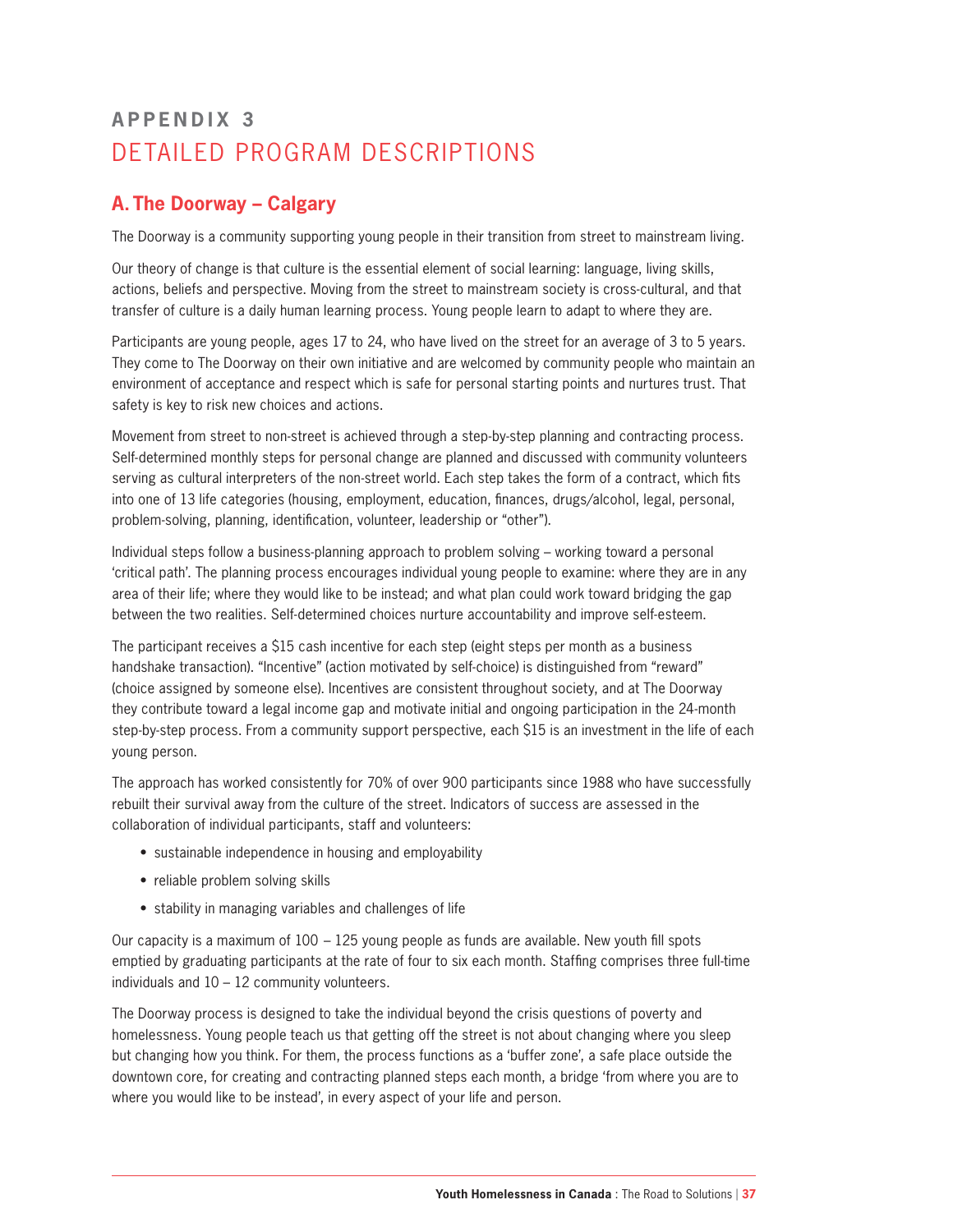# APPENDIX 3
# DETAILED PROGRAM DESCRIPTIONS

## A. The Doorway – Calgary

The Doorway is a community supporting young people in their transition from street to mainstream living.

Our theory of change is that culture is the essential element of social learning: language, living skills, actions, beliefs and perspective. Moving from the street to mainstream society is cross-cultural, and that transfer of culture is a daily human learning process. Young people learn to adapt to where they are.

Participants are young people, ages 17 to 24, who have lived on the street for an average of 3 to 5 years. They come to The Doorway on their own initiative and are welcomed by community people who maintain an environment of acceptance and respect which is safe for personal starting points and nurtures trust. That safety is key to risk new choices and actions.

Movement from street to non-street is achieved through a step-by-step planning and contracting process. Self-determined monthly steps for personal change are planned and discussed with community volunteers serving as cultural interpreters of the non-street world. Each step takes the form of a contract, which fits into one of 13 life categories (housing, employment, education, finances, drugs/alcohol, legal, personal, problem-solving, planning, identification, volunteer, leadership or "other").

Individual steps follow a business-planning approach to problem solving – working toward a personal 'critical path'. The planning process encourages individual young people to examine: where they are in any area of their life; where they would like to be instead; and what plan could work toward bridging the gap between the two realities. Self-determined choices nurture accountability and improve self-esteem.

The participant receives a $15 cash incentive for each step (eight steps per month as a business handshake transaction). "Incentive" (action motivated by self-choice) is distinguished from "reward" (choice assigned by someone else). Incentives are consistent throughout society, and at The Doorway they contribute toward a legal income gap and motivate initial and ongoing participation in the 24-month step-by-step process. From a community support perspective, each $15 is an investment in the life of each young person.

The approach has worked consistently for 70% of over 900 participants since 1988 who have successfully rebuilt their survival away from the culture of the street. Indicators of success are assessed in the collaboration of individual participants, staff and volunteers:

- sustainable independence in housing and employability
- reliable problem solving skills
- stability in managing variables and challenges of life

Our capacity is a maximum of 100 – 125 young people as funds are available. New youth fill spots emptied by graduating participants at the rate of four to six each month. Staffing comprises three full-time individuals and 10 – 12 community volunteers.

The Doorway process is designed to take the individual beyond the crisis questions of poverty and homelessness. Young people teach us that getting off the street is not about changing where you sleep but changing how you think. For them, the process functions as a 'buffer zone', a safe place outside the downtown core, for creating and contracting planned steps each month, a bridge 'from where you are to where you would like to be instead', in every aspect of your life and person.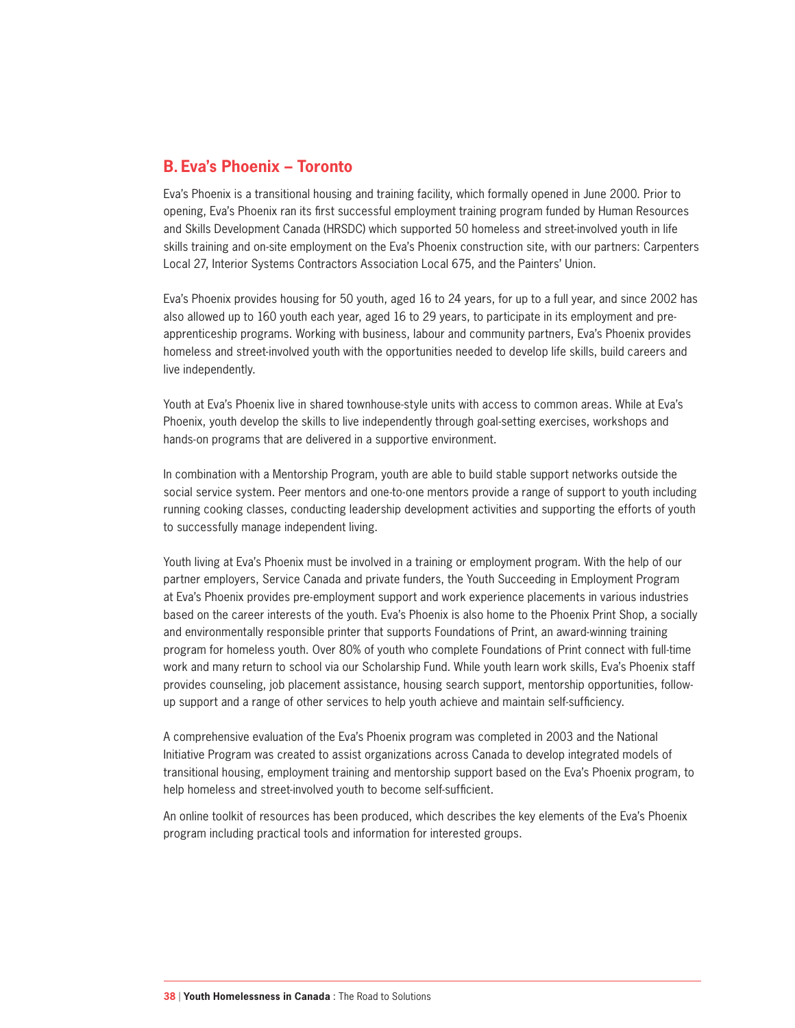## B. Eva's Phoenix – Toronto

Eva's Phoenix is a transitional housing and training facility, which formally opened in June 2000. Prior to opening, Eva's Phoenix ran its first successful employment training program funded by Human Resources and Skills Development Canada (HRSDC) which supported 50 homeless and street-involved youth in life skills training and on-site employment on the Eva's Phoenix construction site, with our partners: Carpenters Local 27, Interior Systems Contractors Association Local 675, and the Painters' Union.

Eva's Phoenix provides housing for 50 youth, aged 16 to 24 years, for up to a full year, and since 2002 has also allowed up to 160 youth each year, aged 16 to 29 years, to participate in its employment and pre-apprenticeship programs. Working with business, labour and community partners, Eva's Phoenix provides homeless and street-involved youth with the opportunities needed to develop life skills, build careers and live independently.

Youth at Eva's Phoenix live in shared townhouse-style units with access to common areas. While at Eva's Phoenix, youth develop the skills to live independently through goal-setting exercises, workshops and hands-on programs that are delivered in a supportive environment.

In combination with a Mentorship Program, youth are able to build stable support networks outside the social service system. Peer mentors and one-to-one mentors provide a range of support to youth including running cooking classes, conducting leadership development activities and supporting the efforts of youth to successfully manage independent living.

Youth living at Eva's Phoenix must be involved in a training or employment program. With the help of our partner employers, Service Canada and private funders, the Youth Succeeding in Employment Program at Eva's Phoenix provides pre-employment support and work experience placements in various industries based on the career interests of the youth. Eva's Phoenix is also home to the Phoenix Print Shop, a socially and environmentally responsible printer that supports Foundations of Print, an award-winning training program for homeless youth. Over 80% of youth who complete Foundations of Print connect with full-time work and many return to school via our Scholarship Fund. While youth learn work skills, Eva's Phoenix staff provides counseling, job placement assistance, housing search support, mentorship opportunities, follow-up support and a range of other services to help youth achieve and maintain self-sufficiency.

A comprehensive evaluation of the Eva's Phoenix program was completed in 2003 and the National Initiative Program was created to assist organizations across Canada to develop integrated models of transitional housing, employment training and mentorship support based on the Eva's Phoenix program, to help homeless and street-involved youth to become self-sufficient.

An online toolkit of resources has been produced, which describes the key elements of the Eva's Phoenix program including practical tools and information for interested groups.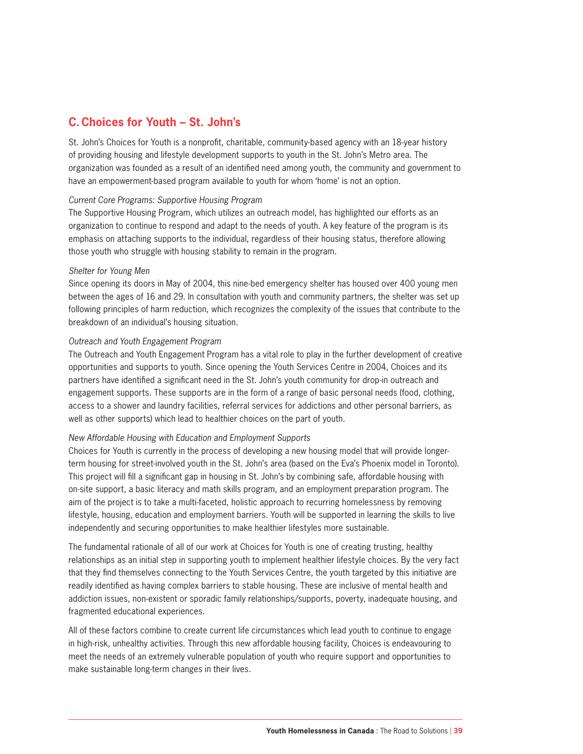## C. Choices for Youth – St. John's

St. John's Choices for Youth is a nonprofit, charitable, community-based agency with an 18-year history of providing housing and lifestyle development supports to youth in the St. John's Metro area. The organization was founded as a result of an identified need among youth, the community and government to have an empowerment-based program available to youth for whom 'home' is not an option.

*Current Core Programs: Supportive Housing Program*
The Supportive Housing Program, which utilizes an outreach model, has highlighted our efforts as an organization to continue to respond and adapt to the needs of youth. A key feature of the program is its emphasis on attaching supports to the individual, regardless of their housing status, therefore allowing those youth who struggle with housing stability to remain in the program.

*Shelter for Young Men*
Since opening its doors in May of 2004, this nine-bed emergency shelter has housed over 400 young men between the ages of 16 and 29. In consultation with youth and community partners, the shelter was set up following principles of harm reduction, which recognizes the complexity of the issues that contribute to the breakdown of an individual's housing situation.

*Outreach and Youth Engagement Program*
The Outreach and Youth Engagement Program has a vital role to play in the further development of creative opportunities and supports to youth. Since opening the Youth Services Centre in 2004, Choices and its partners have identified a significant need in the St. John's youth community for drop-in outreach and engagement supports. These supports are in the form of a range of basic personal needs (food, clothing, access to a shower and laundry facilities, referral services for addictions and other personal barriers, as well as other supports) which lead to healthier choices on the part of youth.

*New Affordable Housing with Education and Employment Supports*
Choices for Youth is currently in the process of developing a new housing model that will provide longer-term housing for street-involved youth in the St. John's area (based on the Eva's Phoenix model in Toronto). This project will fill a significant gap in housing in St. John's by combining safe, affordable housing with on-site support, a basic literacy and math skills program, and an employment preparation program. The aim of the project is to take a multi-faceted, holistic approach to recurring homelessness by removing lifestyle, housing, education and employment barriers. Youth will be supported in learning the skills to live independently and securing opportunities to make healthier lifestyles more sustainable.

The fundamental rationale of all of our work at Choices for Youth is one of creating trusting, healthy relationships as an initial step in supporting youth to implement healthier lifestyle choices. By the very fact that they find themselves connecting to the Youth Services Centre, the youth targeted by this initiative are readily identified as having complex barriers to stable housing. These are inclusive of mental health and addiction issues, non-existent or sporadic family relationships/supports, poverty, inadequate housing, and fragmented educational experiences.

All of these factors combine to create current life circumstances which lead youth to continue to engage in high-risk, unhealthy activities. Through this new affordable housing facility, Choices is endeavouring to meet the needs of an extremely vulnerable population of youth who require support and opportunities to make sustainable long-term changes in their lives.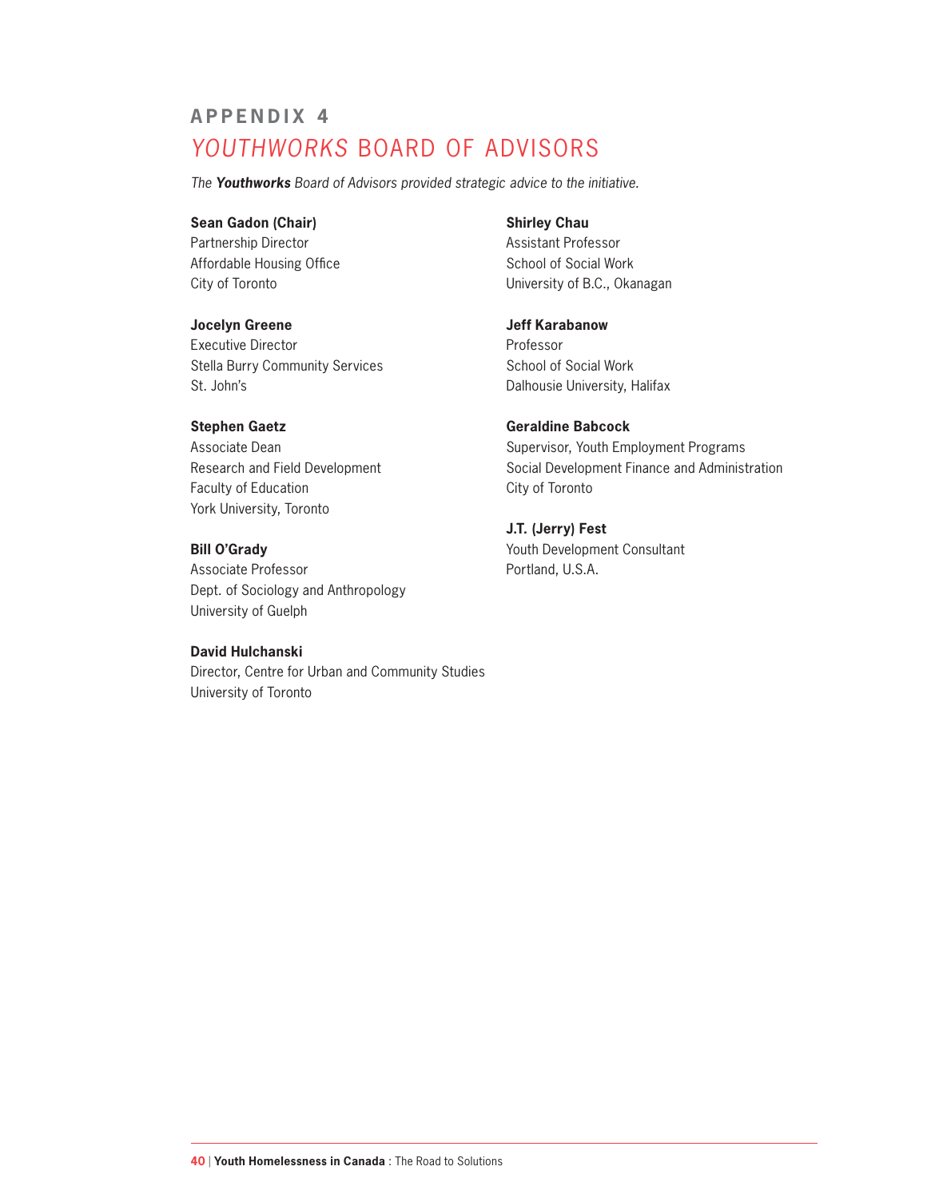# APPENDIX 4

## *YOUTHWORKS* BOARD OF ADVISORS

*The **Youthworks** Board of Advisors provided strategic advice to the initiative.*

**Sean Gadon (Chair)**
Partnership Director
Affordable Housing Office
City of Toronto

**Jocelyn Greene**
Executive Director
Stella Burry Community Services
St. John's

**Stephen Gaetz**
Associate Dean
Research and Field Development
Faculty of Education
York University, Toronto

**Bill O'Grady**
Associate Professor
Dept. of Sociology and Anthropology
University of Guelph

**David Hulchanski**
Director, Centre for Urban and Community Studies
University of Toronto

**Shirley Chau**
Assistant Professor
School of Social Work
University of B.C., Okanagan

**Jeff Karabanow**
Professor
School of Social Work
Dalhousie University, Halifax

**Geraldine Babcock**
Supervisor, Youth Employment Programs
Social Development Finance and Administration
City of Toronto

**J.T. (Jerry) Fest**
Youth Development Consultant
Portland, U.S.A.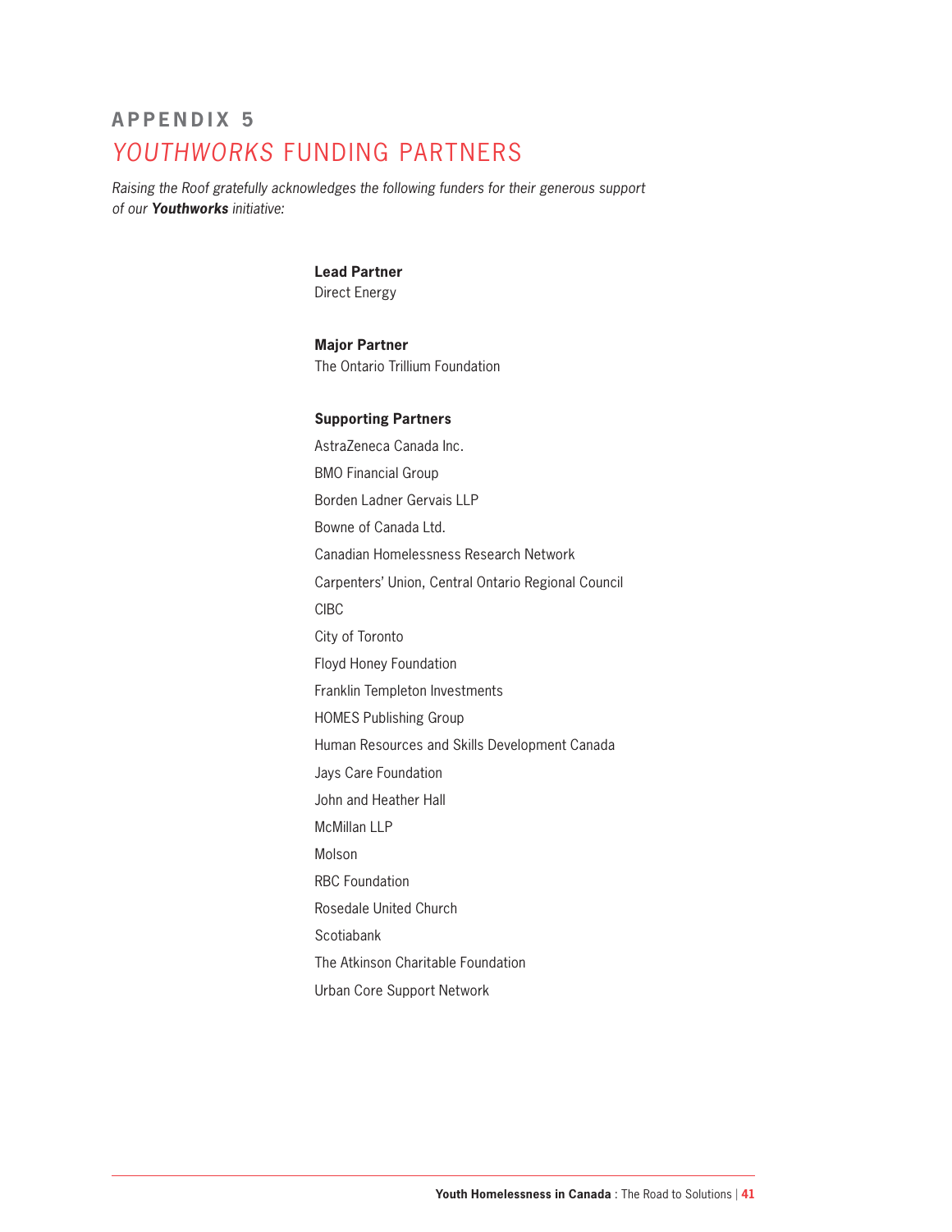## APPENDIX 5

# *YOUTHWORKS* FUNDING PARTNERS

*Raising the Roof gratefully acknowledges the following funders for their generous support of our **Youthworks** initiative:*

**Lead Partner**
Direct Energy

**Major Partner**
The Ontario Trillium Foundation

**Supporting Partners**

AstraZeneca Canada Inc.

BMO Financial Group

Borden Ladner Gervais LLP

Bowne of Canada Ltd.

Canadian Homelessness Research Network

Carpenters' Union, Central Ontario Regional Council

CIBC

City of Toronto

Floyd Honey Foundation

Franklin Templeton Investments

HOMES Publishing Group

Human Resources and Skills Development Canada

Jays Care Foundation

John and Heather Hall

McMillan LLP

Molson

RBC Foundation

Rosedale United Church

Scotiabank

The Atkinson Charitable Foundation

Urban Core Support Network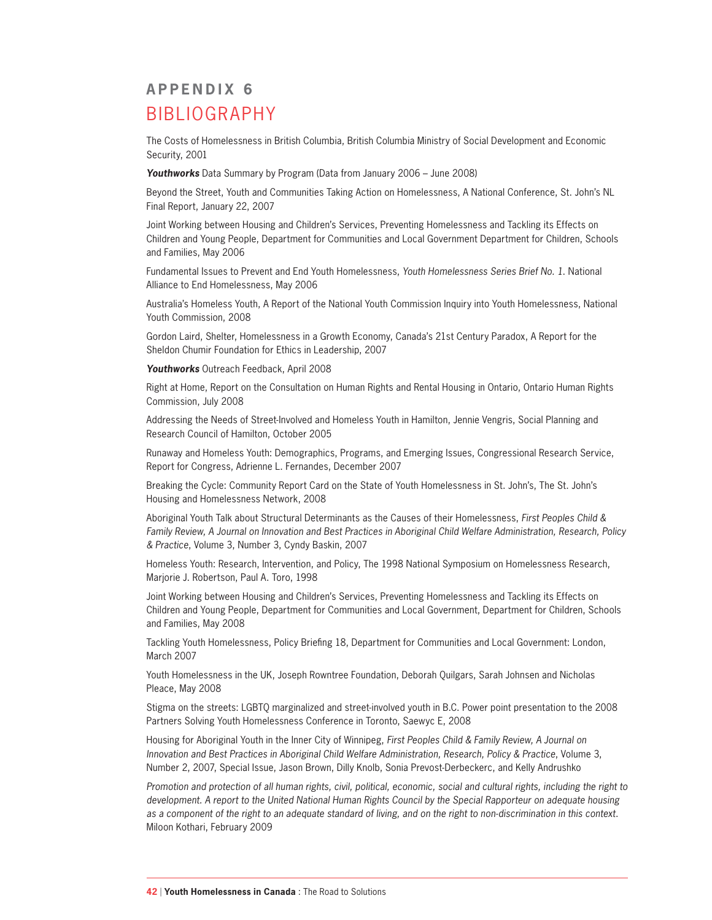# APPENDIX 6

## BIBLIOGRAPHY

The Costs of Homelessness in British Columbia, British Columbia Ministry of Social Development and Economic Security, 2001

***Youthworks*** Data Summary by Program (Data from January 2006 – June 2008)

Beyond the Street, Youth and Communities Taking Action on Homelessness, A National Conference, St. John's NL Final Report, January 22, 2007

Joint Working between Housing and Children's Services, Preventing Homelessness and Tackling its Effects on Children and Young People, Department for Communities and Local Government Department for Children, Schools and Families, May 2006

Fundamental Issues to Prevent and End Youth Homelessness, *Youth Homelessness Series Brief No. 1*. National Alliance to End Homelessness, May 2006

Australia's Homeless Youth, A Report of the National Youth Commission Inquiry into Youth Homelessness, National Youth Commission, 2008

Gordon Laird, Shelter, Homelessness in a Growth Economy, Canada's 21st Century Paradox, A Report for the Sheldon Chumir Foundation for Ethics in Leadership, 2007

***Youthworks*** Outreach Feedback, April 2008

Right at Home, Report on the Consultation on Human Rights and Rental Housing in Ontario, Ontario Human Rights Commission, July 2008

Addressing the Needs of Street-Involved and Homeless Youth in Hamilton, Jennie Vengris, Social Planning and Research Council of Hamilton, October 2005

Runaway and Homeless Youth: Demographics, Programs, and Emerging Issues, Congressional Research Service, Report for Congress, Adrienne L. Fernandes, December 2007

Breaking the Cycle: Community Report Card on the State of Youth Homelessness in St. John's, The St. John's Housing and Homelessness Network, 2008

Aboriginal Youth Talk about Structural Determinants as the Causes of their Homelessness, *First Peoples Child & Family Review, A Journal on Innovation and Best Practices in Aboriginal Child Welfare Administration, Research, Policy & Practice*, Volume 3, Number 3, Cyndy Baskin, 2007

Homeless Youth: Research, Intervention, and Policy, The 1998 National Symposium on Homelessness Research, Marjorie J. Robertson, Paul A. Toro, 1998

Joint Working between Housing and Children's Services, Preventing Homelessness and Tackling its Effects on Children and Young People, Department for Communities and Local Government, Department for Children, Schools and Families, May 2008

Tackling Youth Homelessness, Policy Briefing 18, Department for Communities and Local Government: London, March 2007

Youth Homelessness in the UK, Joseph Rowntree Foundation, Deborah Quilgars, Sarah Johnsen and Nicholas Pleace, May 2008

Stigma on the streets: LGBTQ marginalized and street-involved youth in B.C. Power point presentation to the 2008 Partners Solving Youth Homelessness Conference in Toronto, Saewyc E, 2008

Housing for Aboriginal Youth in the Inner City of Winnipeg, *First Peoples Child & Family Review, A Journal on Innovation and Best Practices in Aboriginal Child Welfare Administration, Research, Policy & Practice*, Volume 3, Number 2, 2007, Special Issue, Jason Brown, Dilly Knolb, Sonia Prevost-Derbeckerc, and Kelly Andrushko

*Promotion and protection of all human rights, civil, political, economic, social and cultural rights, including the right to development. A report to the United National Human Rights Council by the Special Rapporteur on adequate housing as a component of the right to an adequate standard of living, and on the right to non-discrimination in this context.* Miloon Kothari, February 2009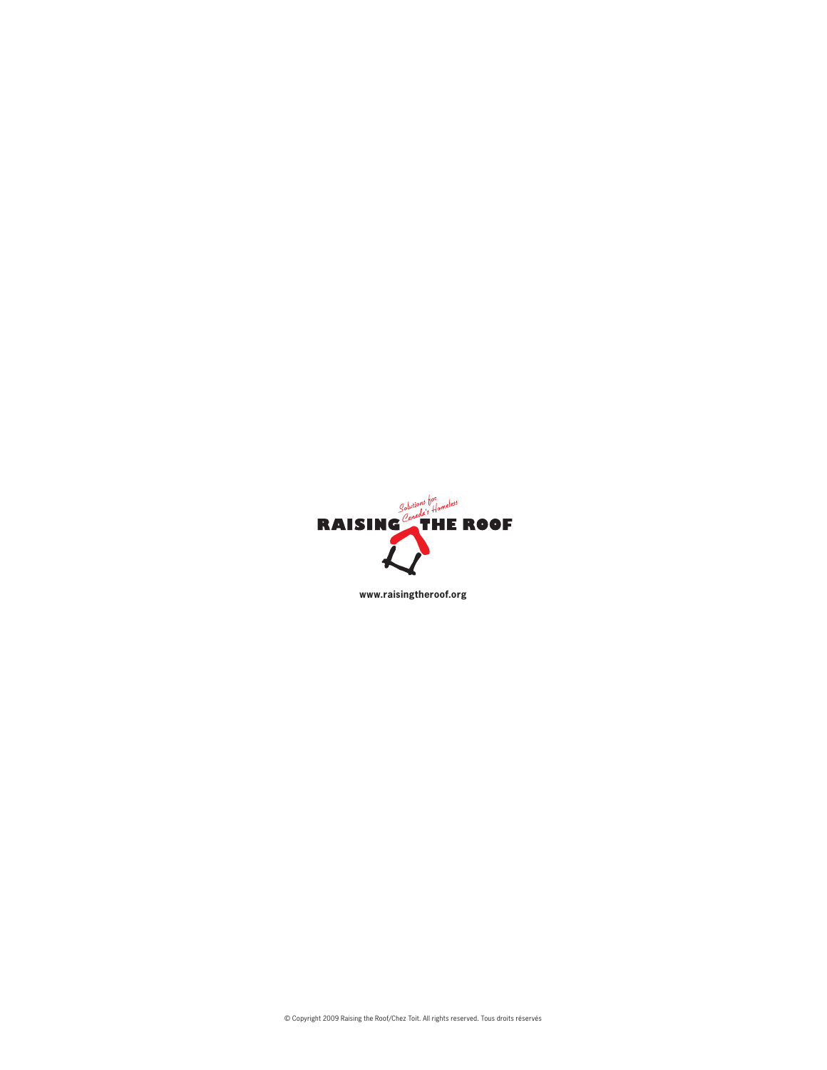RAISING THE ROOF

Solutions for Canada's Homeless

www.raisingtheroof.org

© Copyright 2009 Raising the Roof/Chez Toit. All rights reserved. Tous droits réservés